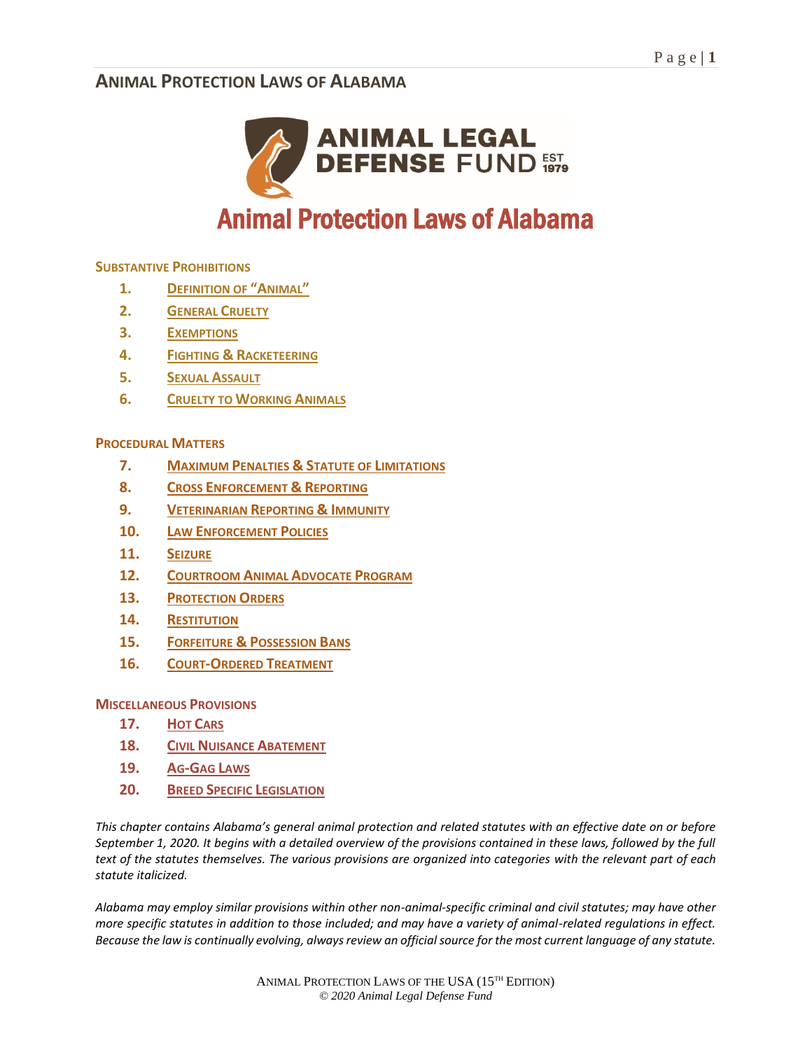# ANIMAL PROTECTION LAWS OF ALABAMA

ANIMAL LEGAL DEFENSE FUND EST 1979

## Animal Protection Laws of Alabama

### SUBSTANTIVE PROHIBITIONS

1. DEFINITION OF "ANIMAL"
2. GENERAL CRUELTY
3. EXEMPTIONS
4. FIGHTING & RACKETEERING
5. SEXUAL ASSAULT
6. CRUELTY TO WORKING ANIMALS

### PROCEDURAL MATTERS

7. MAXIMUM PENALTIES & STATUTE OF LIMITATIONS
8. CROSS ENFORCEMENT & REPORTING
9. VETERINARIAN REPORTING & IMMUNITY
10. LAW ENFORCEMENT POLICIES
11. SEIZURE
12. COURTROOM ANIMAL ADVOCATE PROGRAM
13. PROTECTION ORDERS
14. RESTITUTION
15. FORFEITURE & POSSESSION BANS
16. COURT-ORDERED TREATMENT

### MISCELLANEOUS PROVISIONS

17. HOT CARS
18. CIVIL NUISANCE ABATEMENT
19. AG-GAG LAWS
20. BREED SPECIFIC LEGISLATION

*This chapter contains Alabama's general animal protection and related statutes with an effective date on or before September 1, 2020. It begins with a detailed overview of the provisions contained in these laws, followed by the full text of the statutes themselves. The various provisions are organized into categories with the relevant part of each statute italicized.*

*Alabama may employ similar provisions within other non-animal-specific criminal and civil statutes; may have other more specific statutes in addition to those included; and may have a variety of animal-related regulations in effect. Because the law is continually evolving, always review an official source for the most current language of any statute.*

ANIMAL PROTECTION LAWS OF THE USA (15TH EDITION)
*© 2020 Animal Legal Defense Fund*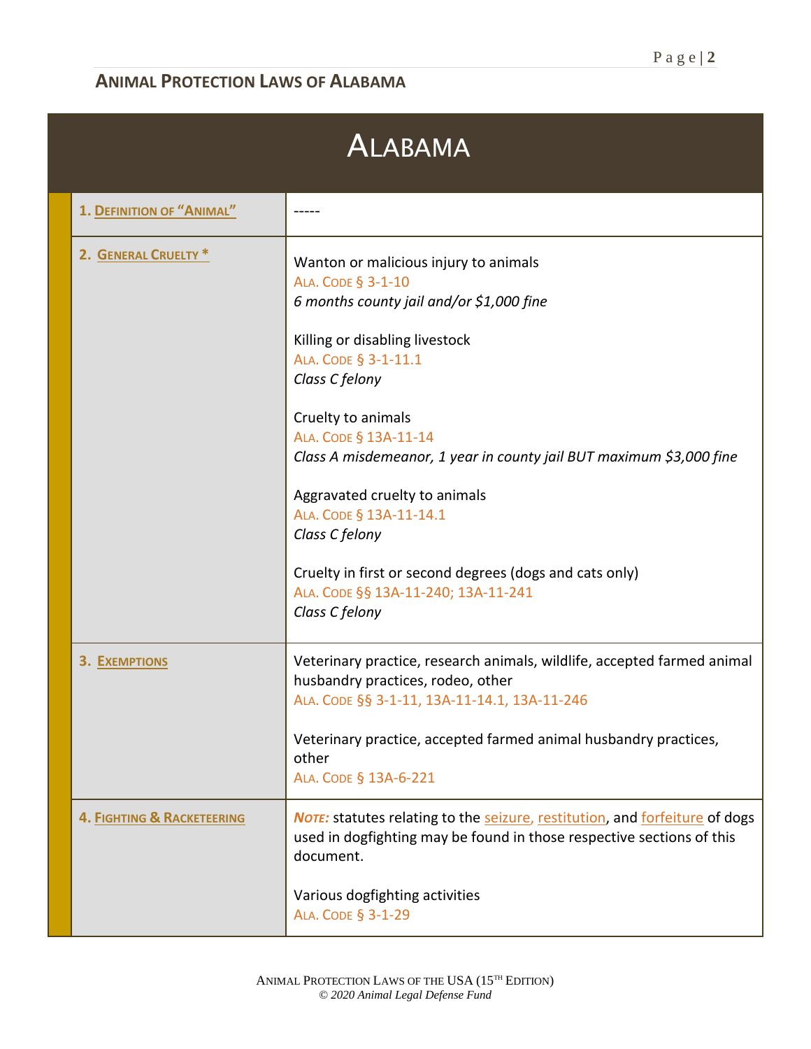# ALABAMA

| ALABAMA | |
|---|---|
| 1. DEFINITION OF "ANIMAL" | ----- |
| 2. GENERAL CRUELTY * | Wanton or malicious injury to animals<br>ALA. CODE § 3-1-10<br>*6 months county jail and/or $1,000 fine*<br><br>Killing or disabling livestock<br>ALA. CODE § 3-1-11.1<br>*Class C felony*<br><br>Cruelty to animals<br>ALA. CODE § 13A-11-14<br>*Class A misdemeanor, 1 year in county jail BUT maximum $3,000 fine*<br><br>Aggravated cruelty to animals<br>ALA. CODE § 13A-11-14.1<br>*Class C felony*<br><br>Cruelty in first or second degrees (dogs and cats only)<br>ALA. CODE §§ 13A-11-240; 13A-11-241<br>*Class C felony* |
| 3. EXEMPTIONS | Veterinary practice, research animals, wildlife, accepted farmed animal husbandry practices, rodeo, other<br>ALA. CODE §§ 3-1-11, 13A-11-14.1, 13A-11-246<br><br>Veterinary practice, accepted farmed animal husbandry practices, other<br>ALA. CODE § 13A-6-221 |
| 4. FIGHTING & RACKETEERING | ***NOTE:*** statutes relating to the seizure, restitution, and forfeiture of dogs used in dogfighting may be found in those respective sections of this document.<br><br>Various dogfighting activities<br>ALA. CODE § 3-1-29 |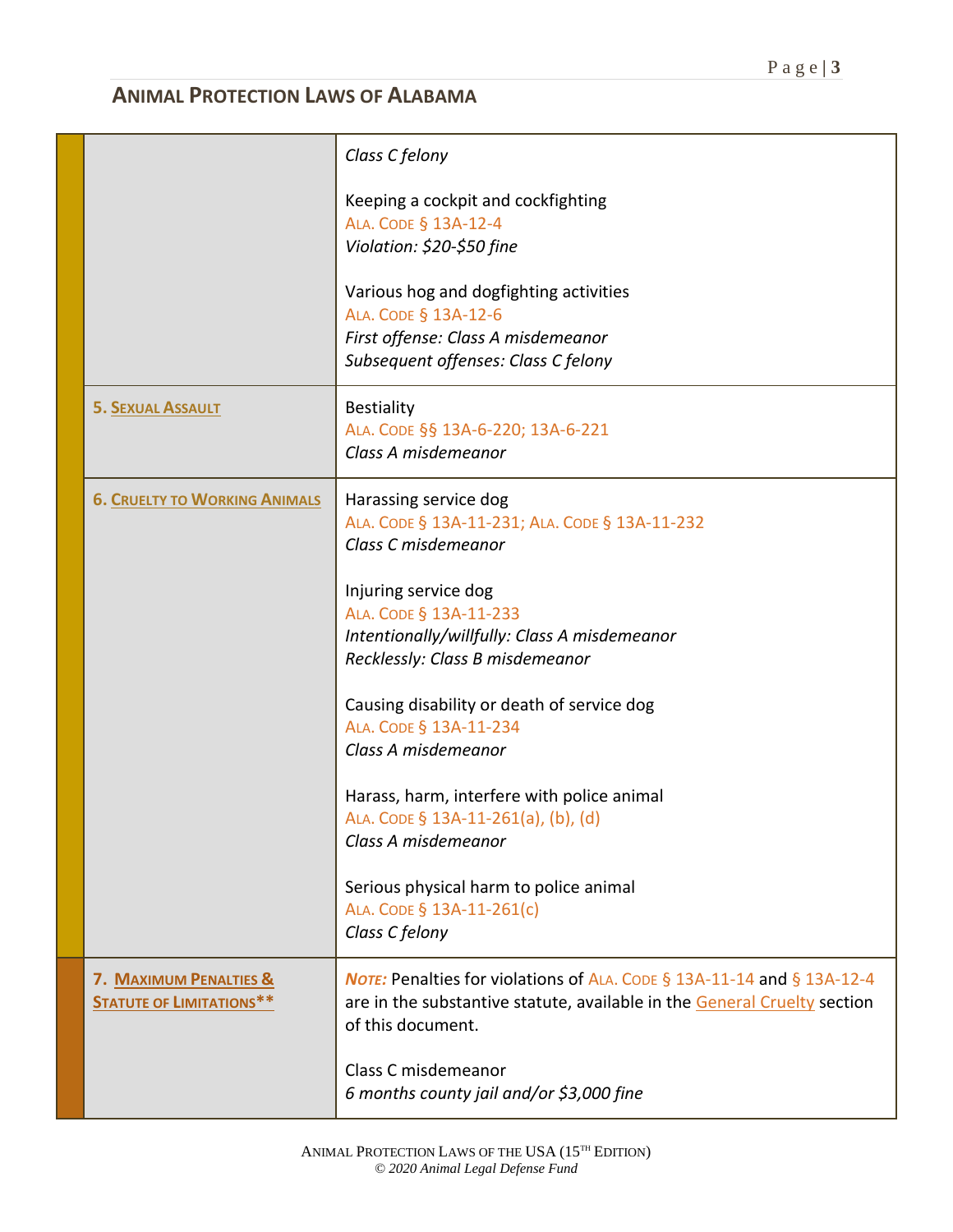## ANIMAL PROTECTION LAWS OF ALABAMA

| | |
|---|---|
| | *Class C felony*<br><br>Keeping a cockpit and cockfighting<br>ALA. CODE § 13A-12-4<br>*Violation: $20-$50 fine*<br><br>Various hog and dogfighting activities<br>ALA. CODE § 13A-12-6<br>*First offense: Class A misdemeanor*<br>*Subsequent offenses: Class C felony* |
| **5. SEXUAL ASSAULT** | Bestiality<br>ALA. CODE §§ 13A-6-220; 13A-6-221<br>*Class A misdemeanor* |
| **6. CRUELTY TO WORKING ANIMALS** | Harassing service dog<br>ALA. CODE § 13A-11-231; ALA. CODE § 13A-11-232<br>*Class C misdemeanor*<br><br>Injuring service dog<br>ALA. CODE § 13A-11-233<br>*Intentionally/willfully: Class A misdemeanor*<br>*Recklessly: Class B misdemeanor*<br><br>Causing disability or death of service dog<br>ALA. CODE § 13A-11-234<br>*Class A misdemeanor*<br><br>Harass, harm, interfere with police animal<br>ALA. CODE § 13A-11-261(a), (b), (d)<br>*Class A misdemeanor*<br><br>Serious physical harm to police animal<br>ALA. CODE § 13A-11-261(c)<br>*Class C felony* |
| **7. MAXIMUM PENALTIES & STATUTE OF LIMITATIONS**** | ***NOTE:*** Penalties for violations of ALA. CODE § 13A-11-14 and § 13A-12-4 are in the substantive statute, available in the General Cruelty section of this document.<br><br>Class C misdemeanor<br>*6 months county jail and/or $3,000 fine* |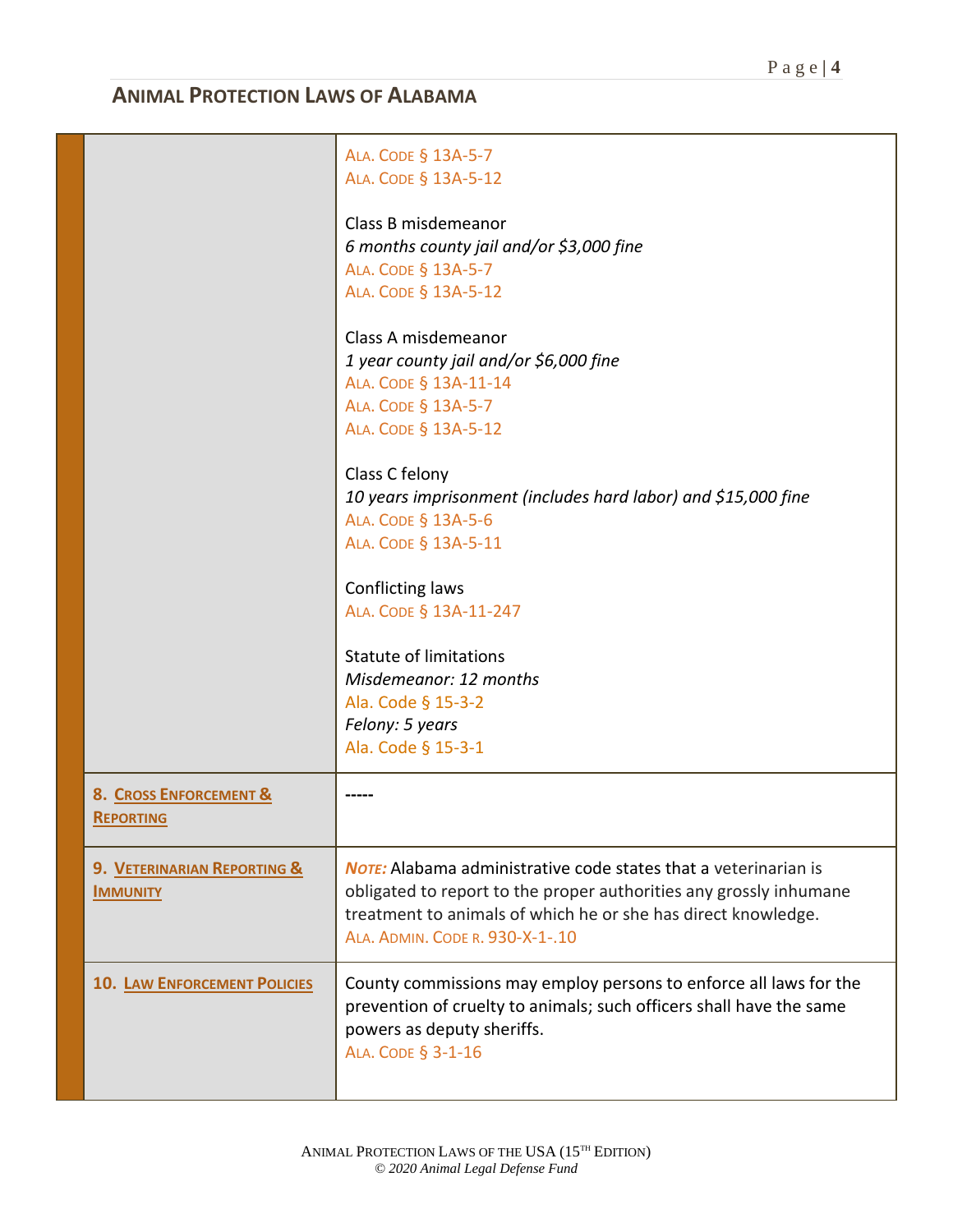## ANIMAL PROTECTION LAWS OF ALABAMA

| | |
|---|---|
| | ALA. CODE § 13A-5-7<br>ALA. CODE § 13A-5-12<br><br>Class B misdemeanor<br>*6 months county jail and/or $3,000 fine*<br>ALA. CODE § 13A-5-7<br>ALA. CODE § 13A-5-12<br><br>Class A misdemeanor<br>*1 year county jail and/or $6,000 fine*<br>ALA. CODE § 13A-11-14<br>ALA. CODE § 13A-5-7<br>ALA. CODE § 13A-5-12<br><br>Class C felony<br>*10 years imprisonment (includes hard labor) and $15,000 fine*<br>ALA. CODE § 13A-5-6<br>ALA. CODE § 13A-5-11<br><br>Conflicting laws<br>ALA. CODE § 13A-11-247<br><br>Statute of limitations<br>*Misdemeanor: 12 months*<br>Ala. Code § 15-3-2<br>*Felony: 5 years*<br>Ala. Code § 15-3-1 |
| **8. CROSS ENFORCEMENT & REPORTING** | ----- |
| **9. VETERINARIAN REPORTING & IMMUNITY** | ***NOTE:*** Alabama administrative code states that a veterinarian is obligated to report to the proper authorities any grossly inhumane treatment to animals of which he or she has direct knowledge.<br>ALA. ADMIN. CODE R. 930-X-1-.10 |
| **10. LAW ENFORCEMENT POLICIES** | County commissions may employ persons to enforce all laws for the prevention of cruelty to animals; such officers shall have the same powers as deputy sheriffs.<br>ALA. CODE § 3-1-16 |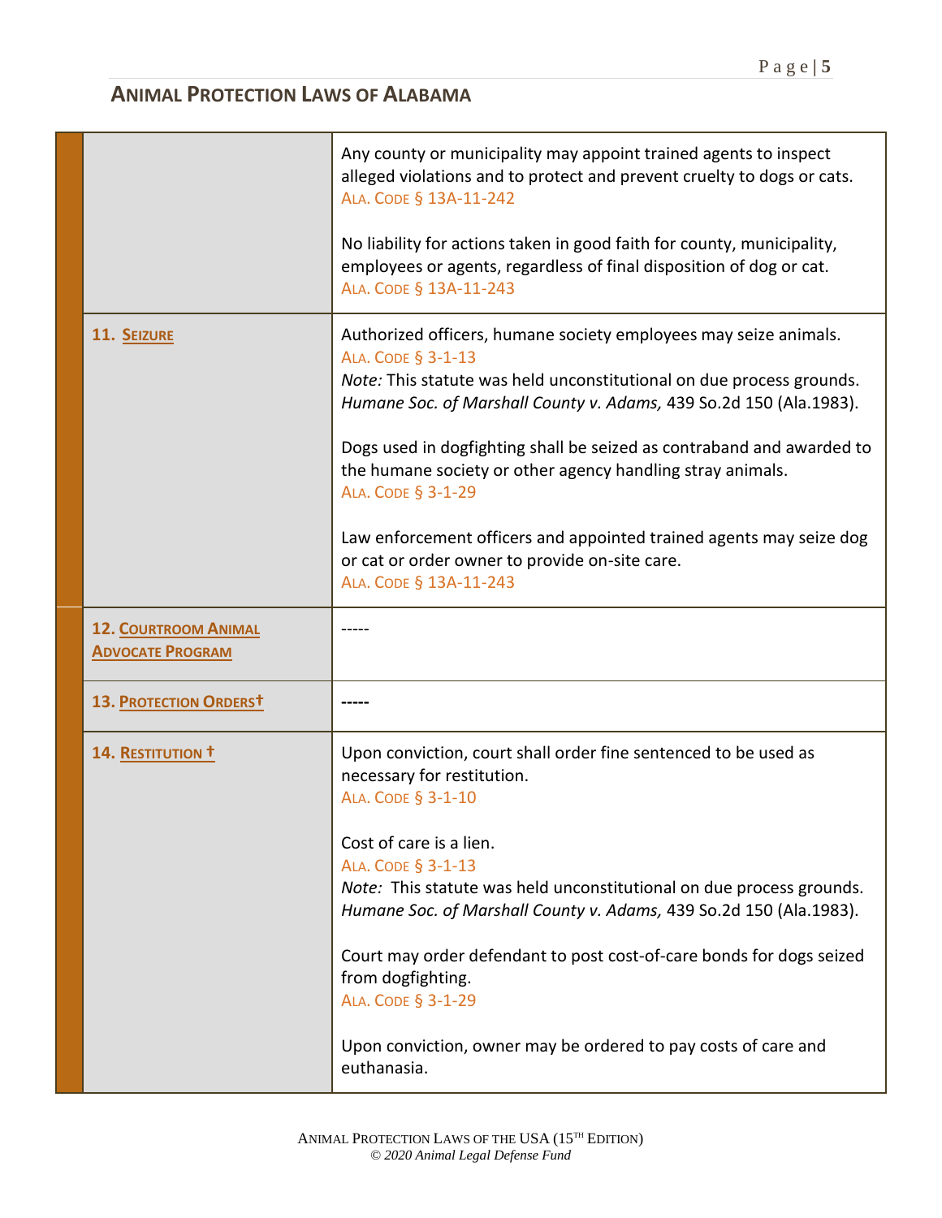## ANIMAL PROTECTION LAWS OF ALABAMA

| | |
|---|---|
| | Any county or municipality may appoint trained agents to inspect alleged violations and to protect and prevent cruelty to dogs or cats. ALA. CODE § 13A-11-242<br><br>No liability for actions taken in good faith for county, municipality, employees or agents, regardless of final disposition of dog or cat. ALA. CODE § 13A-11-243 |
| **11. SEIZURE** | Authorized officers, humane society employees may seize animals. ALA. CODE § 3-1-13<br>*Note:* This statute was held unconstitutional on due process grounds. *Humane Soc. of Marshall County v. Adams,* 439 So.2d 150 (Ala.1983).<br><br>Dogs used in dogfighting shall be seized as contraband and awarded to the humane society or other agency handling stray animals. ALA. CODE § 3-1-29<br><br>Law enforcement officers and appointed trained agents may seize dog or cat or order owner to provide on-site care. ALA. CODE § 13A-11-243 |
| **12. COURTROOM ANIMAL ADVOCATE PROGRAM** | ----- |
| **13. PROTECTION ORDERS†** | ----- |
| **14. RESTITUTION †** | Upon conviction, court shall order fine sentenced to be used as necessary for restitution. ALA. CODE § 3-1-10<br><br>Cost of care is a lien. ALA. CODE § 3-1-13<br>*Note:* This statute was held unconstitutional on due process grounds. *Humane Soc. of Marshall County v. Adams,* 439 So.2d 150 (Ala.1983).<br><br>Court may order defendant to post cost-of-care bonds for dogs seized from dogfighting. ALA. CODE § 3-1-29<br><br>Upon conviction, owner may be ordered to pay costs of care and euthanasia. |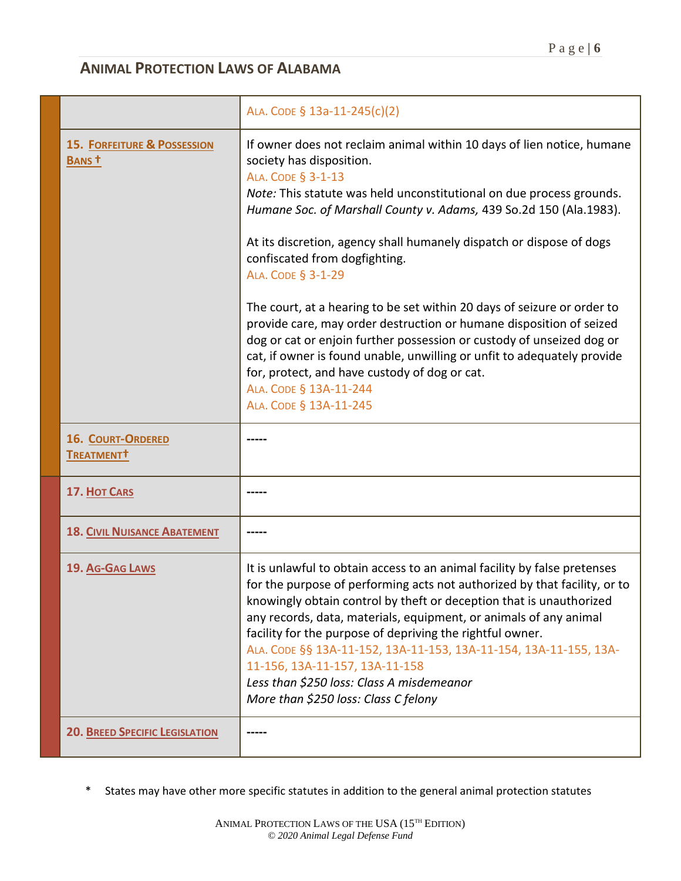## ANIMAL PROTECTION LAWS OF ALABAMA

| | |
|---|---|
| | ALA. CODE § 13a-11-245(c)(2) |
| **15. FORFEITURE & POSSESSION BANS †** | If owner does not reclaim animal within 10 days of lien notice, humane society has disposition.<br>ALA. CODE § 3-1-13<br>*Note:* This statute was held unconstitutional on due process grounds. *Humane Soc. of Marshall County v. Adams,* 439 So.2d 150 (Ala.1983).<br><br>At its discretion, agency shall humanely dispatch or dispose of dogs confiscated from dogfighting.<br>ALA. CODE § 3-1-29<br><br>The court, at a hearing to be set within 20 days of seizure or order to provide care, may order destruction or humane disposition of seized dog or cat or enjoin further possession or custody of unseized dog or cat, if owner is found unable, unwilling or unfit to adequately provide for, protect, and have custody of dog or cat.<br>ALA. CODE § 13A-11-244<br>ALA. CODE § 13A-11-245 |
| **16. COURT-ORDERED TREATMENT†** | ----- |
| **17. HOT CARS** | ----- |
| **18. CIVIL NUISANCE ABATEMENT** | ----- |
| **19. AG-GAG LAWS** | It is unlawful to obtain access to an animal facility by false pretenses for the purpose of performing acts not authorized by that facility, or to knowingly obtain control by theft or deception that is unauthorized any records, data, materials, equipment, or animals of any animal facility for the purpose of depriving the rightful owner.<br>ALA. CODE §§ 13A-11-152, 13A-11-153, 13A-11-154, 13A-11-155, 13A-11-156, 13A-11-157, 13A-11-158<br>*Less than $250 loss: Class A misdemeanor*<br>*More than $250 loss: Class C felony* |
| **20. BREED SPECIFIC LEGISLATION** | ----- |

\* States may have other more specific statutes in addition to the general animal protection statutes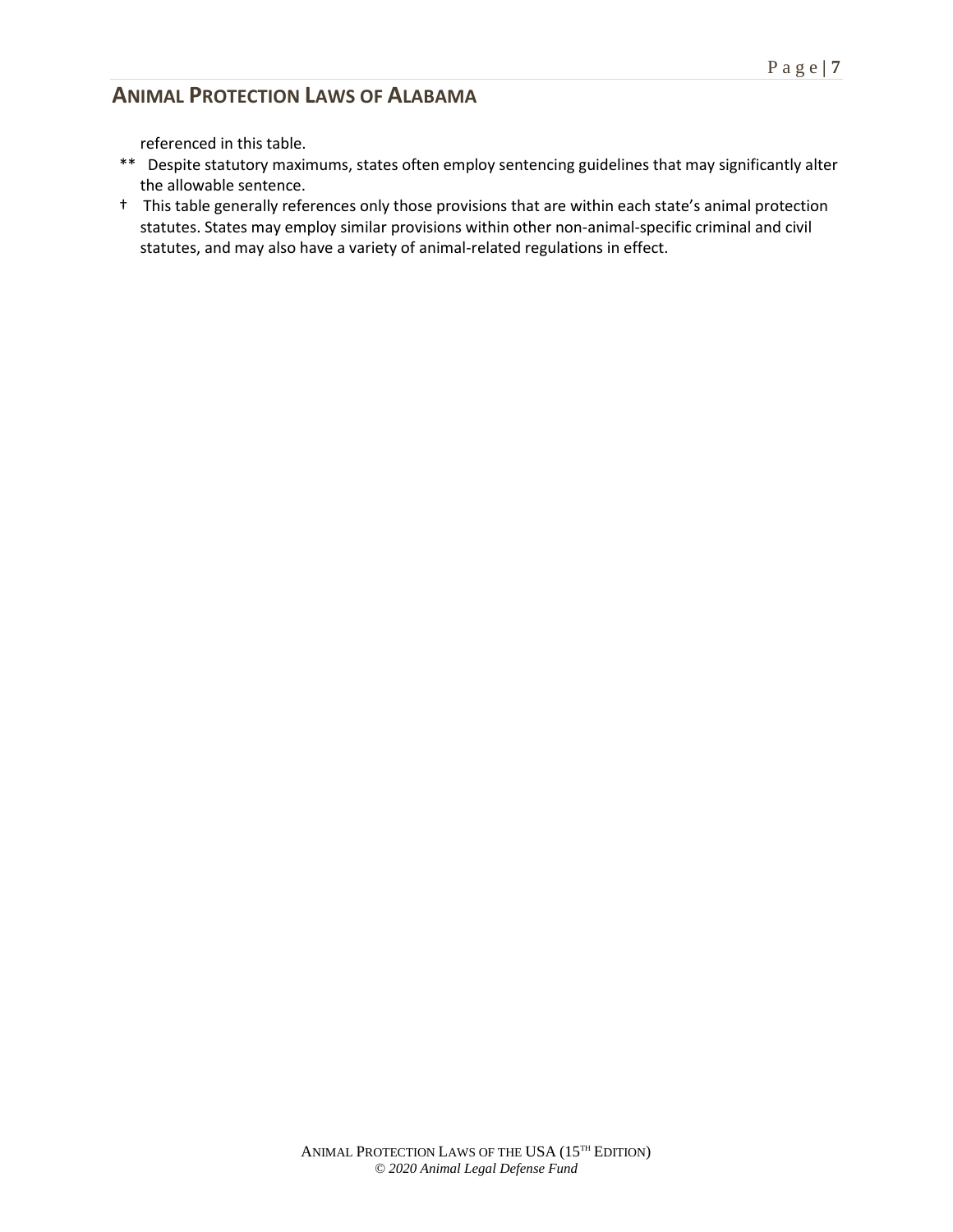referenced in this table.

** Despite statutory maximums, states often employ sentencing guidelines that may significantly alter the allowable sentence.

† This table generally references only those provisions that are within each state's animal protection statutes. States may employ similar provisions within other non-animal-specific criminal and civil statutes, and may also have a variety of animal-related regulations in effect.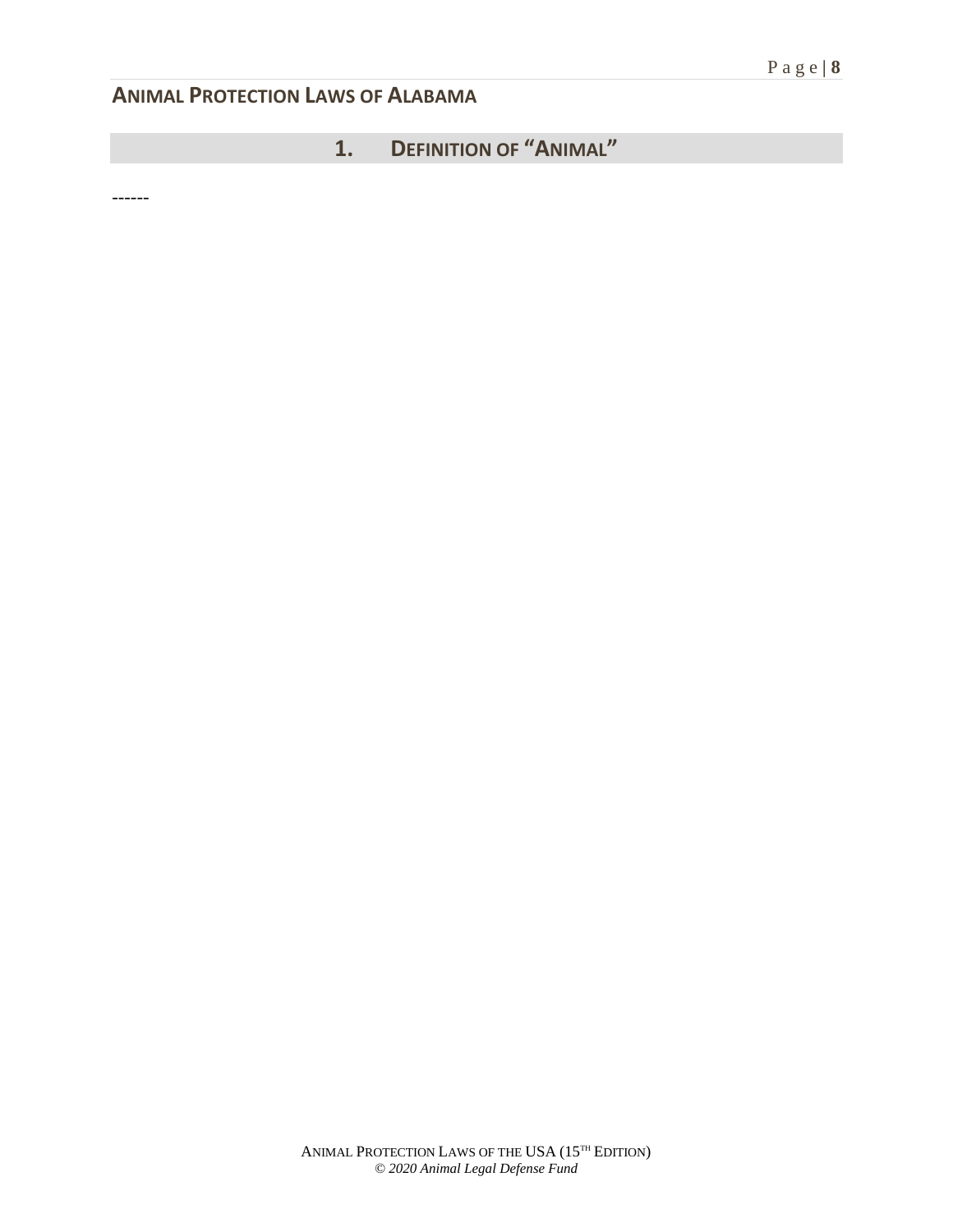# ANIMAL PROTECTION LAWS OF ALABAMA

## 1. DEFINITION OF "ANIMAL"

------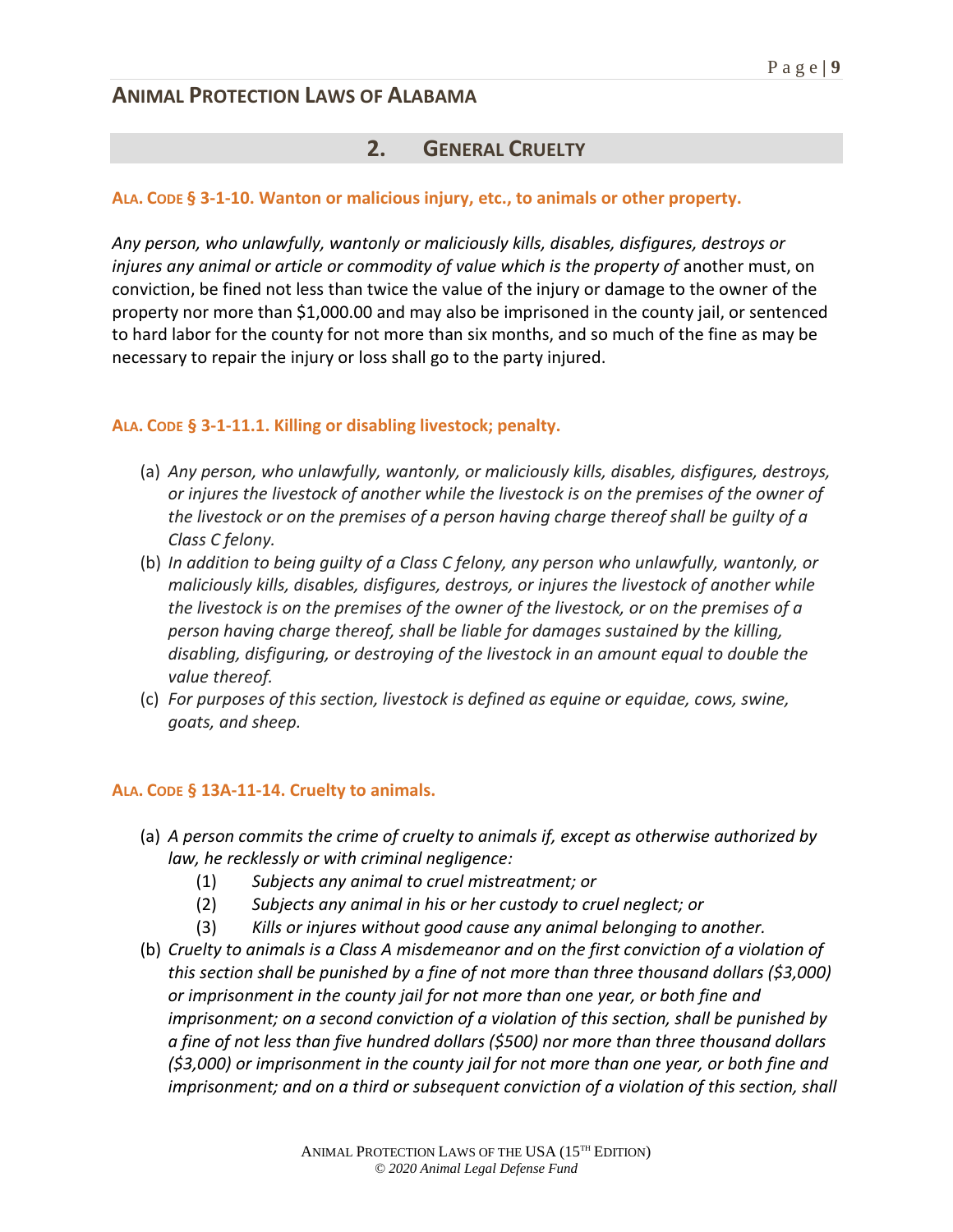## 2. GENERAL CRUELTY

### ALA. CODE § 3-1-10. Wanton or malicious injury, etc., to animals or other property.

*Any person, who unlawfully, wantonly or maliciously kills, disables, disfigures, destroys or injures any animal or article or commodity of value which is the property of* another must, on conviction, be fined not less than twice the value of the injury or damage to the owner of the property nor more than $1,000.00 and may also be imprisoned in the county jail, or sentenced to hard labor for the county for not more than six months, and so much of the fine as may be necessary to repair the injury or loss shall go to the party injured.

### ALA. CODE § 3-1-11.1. Killing or disabling livestock; penalty.

(a) *Any person, who unlawfully, wantonly, or maliciously kills, disables, disfigures, destroys, or injures the livestock of another while the livestock is on the premises of the owner of the livestock or on the premises of a person having charge thereof shall be guilty of a Class C felony.*

(b) *In addition to being guilty of a Class C felony, any person who unlawfully, wantonly, or maliciously kills, disables, disfigures, destroys, or injures the livestock of another while the livestock is on the premises of the owner of the livestock, or on the premises of a person having charge thereof, shall be liable for damages sustained by the killing, disabling, disfiguring, or destroying of the livestock in an amount equal to double the value thereof.*

(c) *For purposes of this section, livestock is defined as equine or equidae, cows, swine, goats, and sheep.*

### ALA. CODE § 13A-11-14. Cruelty to animals.

(a) *A person commits the crime of cruelty to animals if, except as otherwise authorized by law, he recklessly or with criminal negligence:*
   - (1) *Subjects any animal to cruel mistreatment; or*
   - (2) *Subjects any animal in his or her custody to cruel neglect; or*
   - (3) *Kills or injures without good cause any animal belonging to another.*

(b) *Cruelty to animals is a Class A misdemeanor and on the first conviction of a violation of this section shall be punished by a fine of not more than three thousand dollars ($3,000) or imprisonment in the county jail for not more than one year, or both fine and imprisonment; on a second conviction of a violation of this section, shall be punished by a fine of not less than five hundred dollars ($500) nor more than three thousand dollars ($3,000) or imprisonment in the county jail for not more than one year, or both fine and imprisonment; and on a third or subsequent conviction of a violation of this section, shall*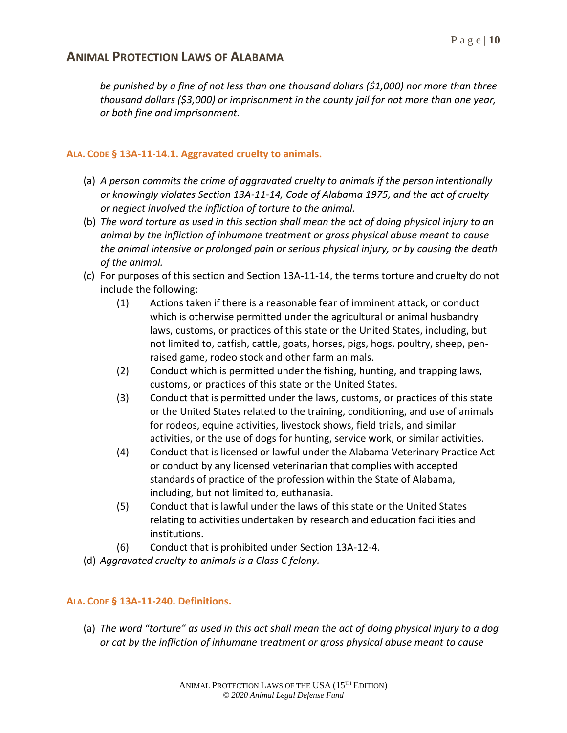*be punished by a fine of not less than one thousand dollars ($1,000) nor more than three thousand dollars ($3,000) or imprisonment in the county jail for not more than one year, or both fine and imprisonment.*

### ALA. CODE § 13A-11-14.1. Aggravated cruelty to animals.

(a) *A person commits the crime of aggravated cruelty to animals if the person intentionally or knowingly violates Section 13A-11-14, Code of Alabama 1975, and the act of cruelty or neglect involved the infliction of torture to the animal.*

(b) *The word torture as used in this section shall mean the act of doing physical injury to an animal by the infliction of inhumane treatment or gross physical abuse meant to cause the animal intensive or prolonged pain or serious physical injury, or by causing the death of the animal.*

(c) For purposes of this section and Section 13A-11-14, the terms torture and cruelty do not include the following:

(1) Actions taken if there is a reasonable fear of imminent attack, or conduct which is otherwise permitted under the agricultural or animal husbandry laws, customs, or practices of this state or the United States, including, but not limited to, catfish, cattle, goats, horses, pigs, hogs, poultry, sheep, pen-raised game, rodeo stock and other farm animals.

(2) Conduct which is permitted under the fishing, hunting, and trapping laws, customs, or practices of this state or the United States.

(3) Conduct that is permitted under the laws, customs, or practices of this state or the United States related to the training, conditioning, and use of animals for rodeos, equine activities, livestock shows, field trials, and similar activities, or the use of dogs for hunting, service work, or similar activities.

(4) Conduct that is licensed or lawful under the Alabama Veterinary Practice Act or conduct by any licensed veterinarian that complies with accepted standards of practice of the profession within the State of Alabama, including, but not limited to, euthanasia.

(5) Conduct that is lawful under the laws of this state or the United States relating to activities undertaken by research and education facilities and institutions.

(6) Conduct that is prohibited under Section 13A-12-4.

(d) *Aggravated cruelty to animals is a Class C felony.*

### ALA. CODE § 13A-11-240. Definitions.

(a) *The word "torture" as used in this act shall mean the act of doing physical injury to a dog or cat by the infliction of inhumane treatment or gross physical abuse meant to cause*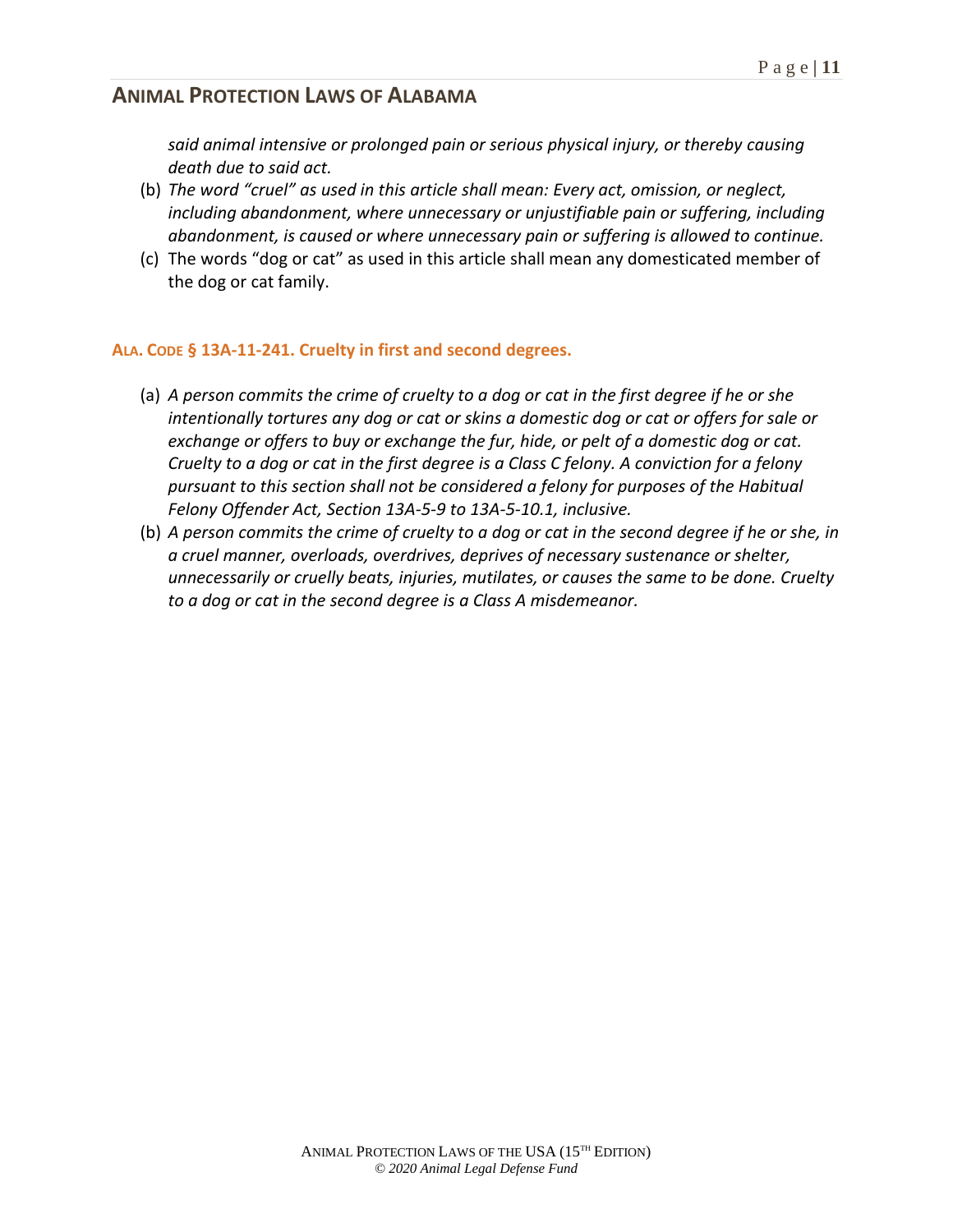*said animal intensive or prolonged pain or serious physical injury, or thereby causing death due to said act.*

(b) *The word "cruel" as used in this article shall mean: Every act, omission, or neglect, including abandonment, where unnecessary or unjustifiable pain or suffering, including abandonment, is caused or where unnecessary pain or suffering is allowed to continue.*

(c) The words "dog or cat" as used in this article shall mean any domesticated member of the dog or cat family.

### ALA. CODE § 13A-11-241. Cruelty in first and second degrees.

(a) *A person commits the crime of cruelty to a dog or cat in the first degree if he or she intentionally tortures any dog or cat or skins a domestic dog or cat or offers for sale or exchange or offers to buy or exchange the fur, hide, or pelt of a domestic dog or cat. Cruelty to a dog or cat in the first degree is a Class C felony. A conviction for a felony pursuant to this section shall not be considered a felony for purposes of the Habitual Felony Offender Act, Section 13A-5-9 to 13A-5-10.1, inclusive.*

(b) *A person commits the crime of cruelty to a dog or cat in the second degree if he or she, in a cruel manner, overloads, overdrives, deprives of necessary sustenance or shelter, unnecessarily or cruelly beats, injuries, mutilates, or causes the same to be done. Cruelty to a dog or cat in the second degree is a Class A misdemeanor.*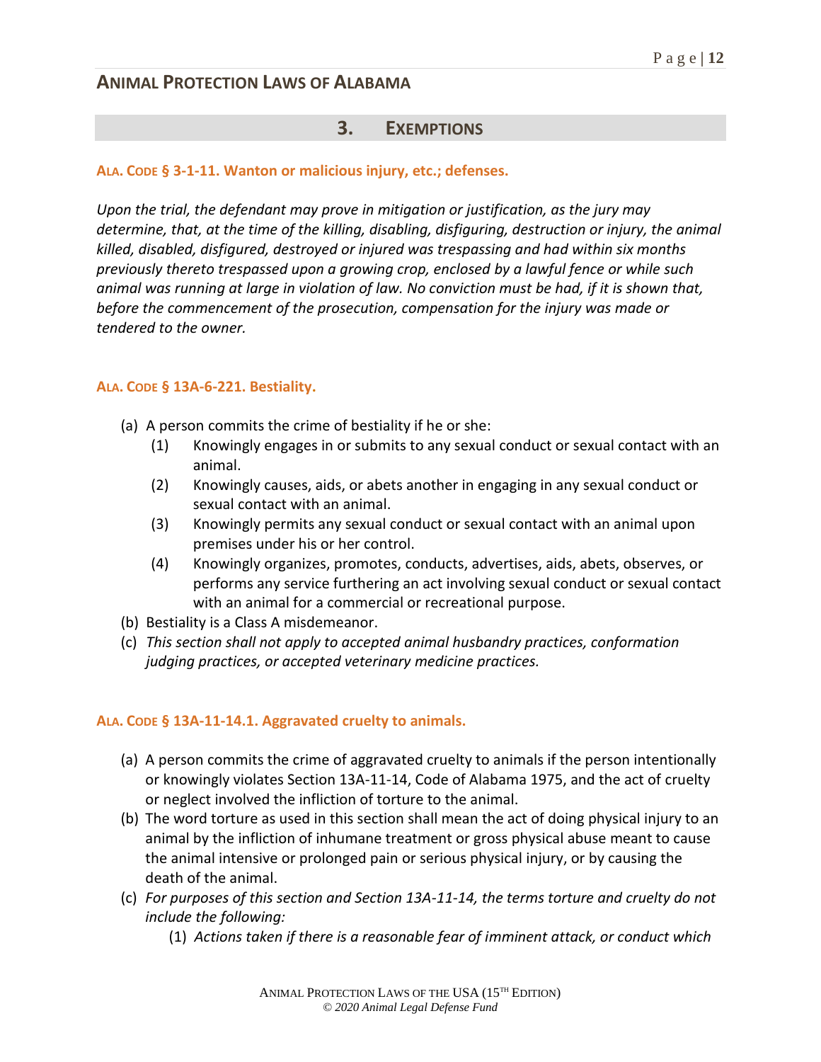## 3. EXEMPTIONS

### ALA. CODE § 3-1-11. Wanton or malicious injury, etc.; defenses.

*Upon the trial, the defendant may prove in mitigation or justification, as the jury may determine, that, at the time of the killing, disabling, disfiguring, destruction or injury, the animal killed, disabled, disfigured, destroyed or injured was trespassing and had within six months previously thereto trespassed upon a growing crop, enclosed by a lawful fence or while such animal was running at large in violation of law. No conviction must be had, if it is shown that, before the commencement of the prosecution, compensation for the injury was made or tendered to the owner.*

### ALA. CODE § 13A-6-221. Bestiality.

(a) A person commits the crime of bestiality if he or she:

- (1) Knowingly engages in or submits to any sexual conduct or sexual contact with an animal.
- (2) Knowingly causes, aids, or abets another in engaging in any sexual conduct or sexual contact with an animal.
- (3) Knowingly permits any sexual conduct or sexual contact with an animal upon premises under his or her control.
- (4) Knowingly organizes, promotes, conducts, advertises, aids, abets, observes, or performs any service furthering an act involving sexual conduct or sexual contact with an animal for a commercial or recreational purpose.

(b) Bestiality is a Class A misdemeanor.

(c) *This section shall not apply to accepted animal husbandry practices, conformation judging practices, or accepted veterinary medicine practices.*

### ALA. CODE § 13A-11-14.1. Aggravated cruelty to animals.

(a) A person commits the crime of aggravated cruelty to animals if the person intentionally or knowingly violates Section 13A-11-14, Code of Alabama 1975, and the act of cruelty or neglect involved the infliction of torture to the animal.

(b) The word torture as used in this section shall mean the act of doing physical injury to an animal by the infliction of inhumane treatment or gross physical abuse meant to cause the animal intensive or prolonged pain or serious physical injury, or by causing the death of the animal.

(c) *For purposes of this section and Section 13A-11-14, the terms torture and cruelty do not include the following:*

- (1) *Actions taken if there is a reasonable fear of imminent attack, or conduct which*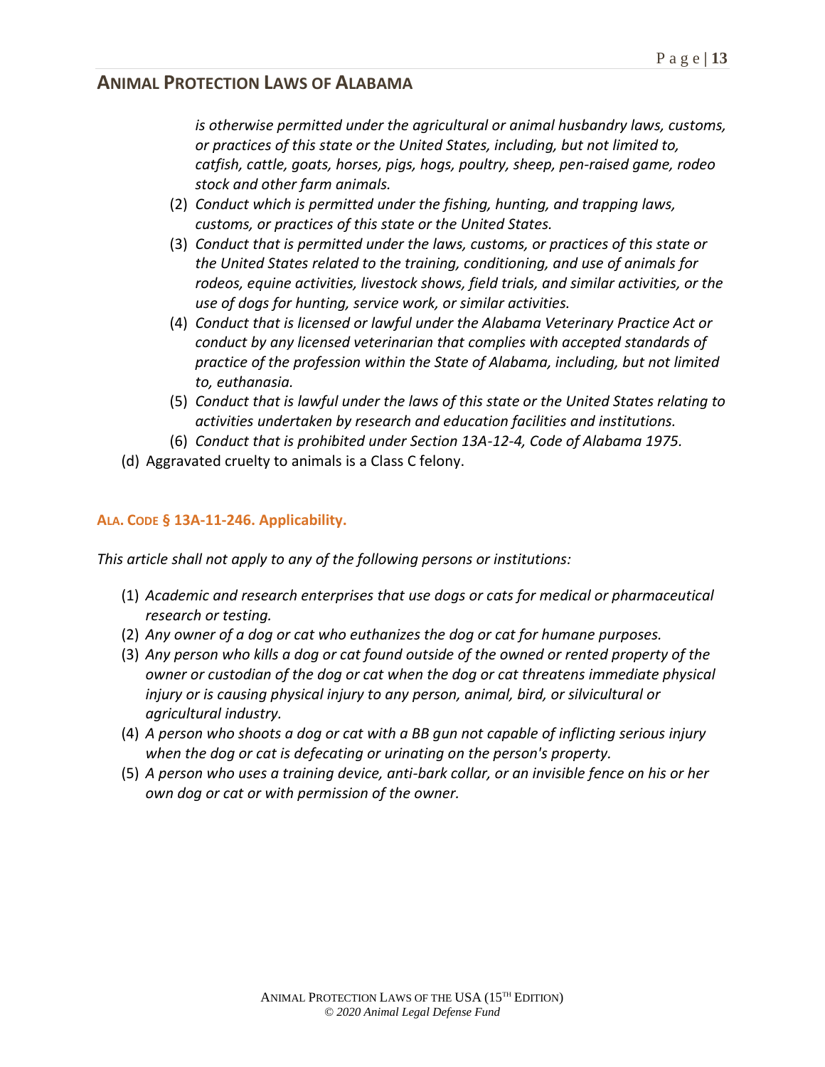*is otherwise permitted under the agricultural or animal husbandry laws, customs, or practices of this state or the United States, including, but not limited to, catfish, cattle, goats, horses, pigs, hogs, poultry, sheep, pen-raised game, rodeo stock and other farm animals.*

(2) *Conduct which is permitted under the fishing, hunting, and trapping laws, customs, or practices of this state or the United States.*

(3) *Conduct that is permitted under the laws, customs, or practices of this state or the United States related to the training, conditioning, and use of animals for rodeos, equine activities, livestock shows, field trials, and similar activities, or the use of dogs for hunting, service work, or similar activities.*

(4) *Conduct that is licensed or lawful under the Alabama Veterinary Practice Act or conduct by any licensed veterinarian that complies with accepted standards of practice of the profession within the State of Alabama, including, but not limited to, euthanasia.*

(5) *Conduct that is lawful under the laws of this state or the United States relating to activities undertaken by research and education facilities and institutions.*

(6) *Conduct that is prohibited under Section 13A-12-4, Code of Alabama 1975.*

(d) Aggravated cruelty to animals is a Class C felony.

### ALA. CODE § 13A-11-246. Applicability.

*This article shall not apply to any of the following persons or institutions:*

(1) *Academic and research enterprises that use dogs or cats for medical or pharmaceutical research or testing.*

(2) *Any owner of a dog or cat who euthanizes the dog or cat for humane purposes.*

(3) *Any person who kills a dog or cat found outside of the owned or rented property of the owner or custodian of the dog or cat when the dog or cat threatens immediate physical injury or is causing physical injury to any person, animal, bird, or silvicultural or agricultural industry.*

(4) *A person who shoots a dog or cat with a BB gun not capable of inflicting serious injury when the dog or cat is defecating or urinating on the person's property.*

(5) *A person who uses a training device, anti-bark collar, or an invisible fence on his or her own dog or cat or with permission of the owner.*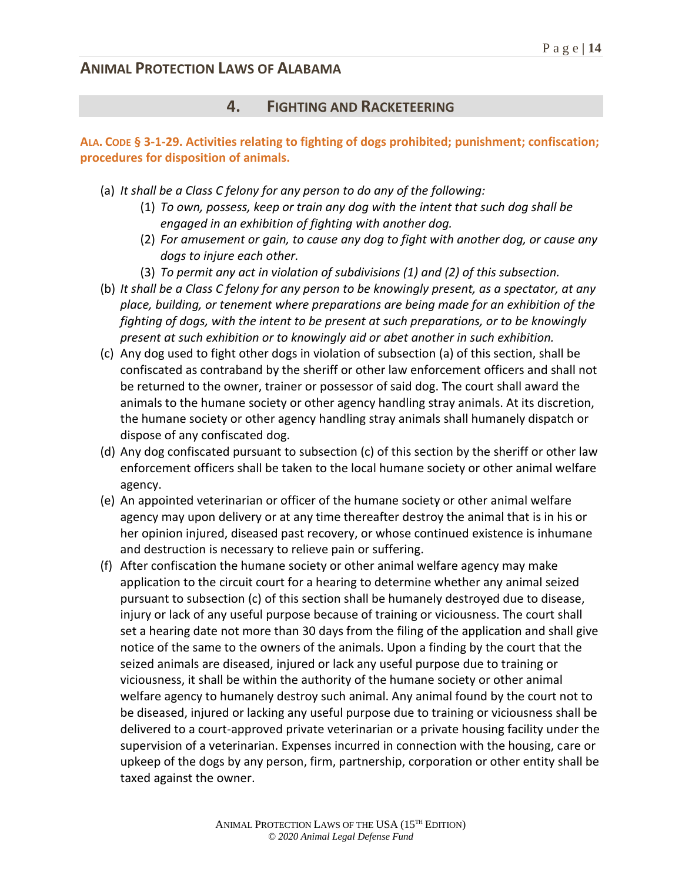## 4. FIGHTING AND RACKETEERING

**ALA. CODE § 3-1-29. Activities relating to fighting of dogs prohibited; punishment; confiscation; procedures for disposition of animals.**

(a) *It shall be a Class C felony for any person to do any of the following:*
   (1) *To own, possess, keep or train any dog with the intent that such dog shall be engaged in an exhibition of fighting with another dog.*
   (2) *For amusement or gain, to cause any dog to fight with another dog, or cause any dogs to injure each other.*
   (3) *To permit any act in violation of subdivisions (1) and (2) of this subsection.*

(b) *It shall be a Class C felony for any person to be knowingly present, as a spectator, at any place, building, or tenement where preparations are being made for an exhibition of the fighting of dogs, with the intent to be present at such preparations, or to be knowingly present at such exhibition or to knowingly aid or abet another in such exhibition.*

(c) Any dog used to fight other dogs in violation of subsection (a) of this section, shall be confiscated as contraband by the sheriff or other law enforcement officers and shall not be returned to the owner, trainer or possessor of said dog. The court shall award the animals to the humane society or other agency handling stray animals. At its discretion, the humane society or other agency handling stray animals shall humanely dispatch or dispose of any confiscated dog.

(d) Any dog confiscated pursuant to subsection (c) of this section by the sheriff or other law enforcement officers shall be taken to the local humane society or other animal welfare agency.

(e) An appointed veterinarian or officer of the humane society or other animal welfare agency may upon delivery or at any time thereafter destroy the animal that is in his or her opinion injured, diseased past recovery, or whose continued existence is inhumane and destruction is necessary to relieve pain or suffering.

(f) After confiscation the humane society or other animal welfare agency may make application to the circuit court for a hearing to determine whether any animal seized pursuant to subsection (c) of this section shall be humanely destroyed due to disease, injury or lack of any useful purpose because of training or viciousness. The court shall set a hearing date not more than 30 days from the filing of the application and shall give notice of the same to the owners of the animals. Upon a finding by the court that the seized animals are diseased, injured or lack any useful purpose due to training or viciousness, it shall be within the authority of the humane society or other animal welfare agency to humanely destroy such animal. Any animal found by the court not to be diseased, injured or lacking any useful purpose due to training or viciousness shall be delivered to a court-approved private veterinarian or a private housing facility under the supervision of a veterinarian. Expenses incurred in connection with the housing, care or upkeep of the dogs by any person, firm, partnership, corporation or other entity shall be taxed against the owner.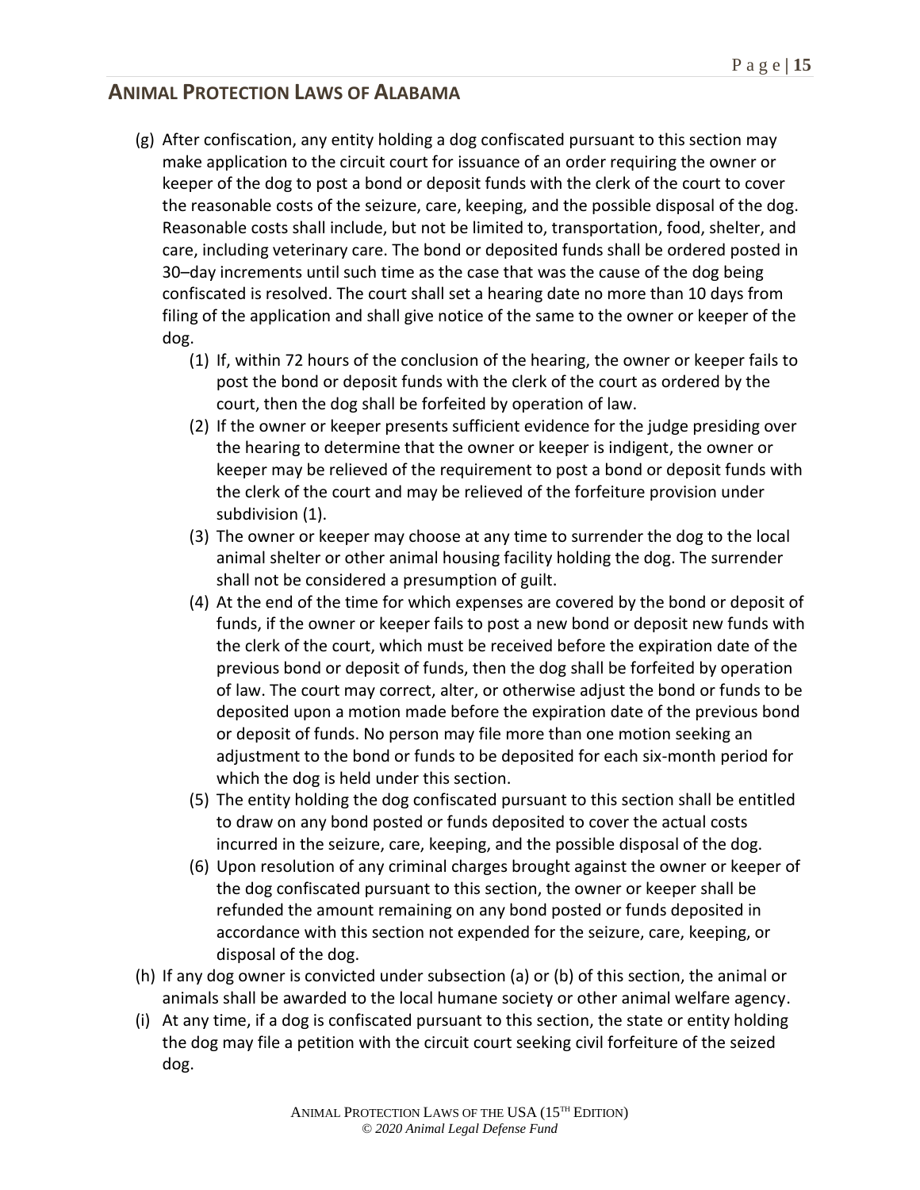## ANIMAL PROTECTION LAWS OF ALABAMA

(g) After confiscation, any entity holding a dog confiscated pursuant to this section may make application to the circuit court for issuance of an order requiring the owner or keeper of the dog to post a bond or deposit funds with the clerk of the court to cover the reasonable costs of the seizure, care, keeping, and the possible disposal of the dog. Reasonable costs shall include, but not be limited to, transportation, food, shelter, and care, including veterinary care. The bond or deposited funds shall be ordered posted in 30–day increments until such time as the case that was the cause of the dog being confiscated is resolved. The court shall set a hearing date no more than 10 days from filing of the application and shall give notice of the same to the owner or keeper of the dog.

   (1) If, within 72 hours of the conclusion of the hearing, the owner or keeper fails to post the bond or deposit funds with the clerk of the court as ordered by the court, then the dog shall be forfeited by operation of law.

   (2) If the owner or keeper presents sufficient evidence for the judge presiding over the hearing to determine that the owner or keeper is indigent, the owner or keeper may be relieved of the requirement to post a bond or deposit funds with the clerk of the court and may be relieved of the forfeiture provision under subdivision (1).

   (3) The owner or keeper may choose at any time to surrender the dog to the local animal shelter or other animal housing facility holding the dog. The surrender shall not be considered a presumption of guilt.

   (4) At the end of the time for which expenses are covered by the bond or deposit of funds, if the owner or keeper fails to post a new bond or deposit new funds with the clerk of the court, which must be received before the expiration date of the previous bond or deposit of funds, then the dog shall be forfeited by operation of law. The court may correct, alter, or otherwise adjust the bond or funds to be deposited upon a motion made before the expiration date of the previous bond or deposit of funds. No person may file more than one motion seeking an adjustment to the bond or funds to be deposited for each six-month period for which the dog is held under this section.

   (5) The entity holding the dog confiscated pursuant to this section shall be entitled to draw on any bond posted or funds deposited to cover the actual costs incurred in the seizure, care, keeping, and the possible disposal of the dog.

   (6) Upon resolution of any criminal charges brought against the owner or keeper of the dog confiscated pursuant to this section, the owner or keeper shall be refunded the amount remaining on any bond posted or funds deposited in accordance with this section not expended for the seizure, care, keeping, or disposal of the dog.

(h) If any dog owner is convicted under subsection (a) or (b) of this section, the animal or animals shall be awarded to the local humane society or other animal welfare agency.

(i) At any time, if a dog is confiscated pursuant to this section, the state or entity holding the dog may file a petition with the circuit court seeking civil forfeiture of the seized dog.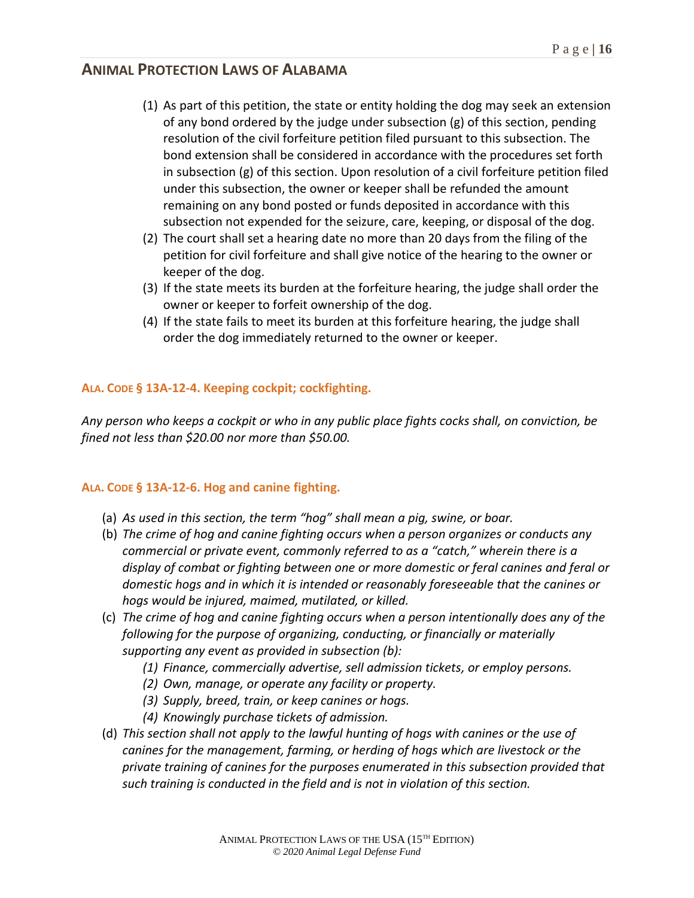(1) As part of this petition, the state or entity holding the dog may seek an extension of any bond ordered by the judge under subsection (g) of this section, pending resolution of the civil forfeiture petition filed pursuant to this subsection. The bond extension shall be considered in accordance with the procedures set forth in subsection (g) of this section. Upon resolution of a civil forfeiture petition filed under this subsection, the owner or keeper shall be refunded the amount remaining on any bond posted or funds deposited in accordance with this subsection not expended for the seizure, care, keeping, or disposal of the dog.

(2) The court shall set a hearing date no more than 20 days from the filing of the petition for civil forfeiture and shall give notice of the hearing to the owner or keeper of the dog.

(3) If the state meets its burden at the forfeiture hearing, the judge shall order the owner or keeper to forfeit ownership of the dog.

(4) If the state fails to meet its burden at this forfeiture hearing, the judge shall order the dog immediately returned to the owner or keeper.

### ALA. CODE § 13A-12-4. Keeping cockpit; cockfighting.

*Any person who keeps a cockpit or who in any public place fights cocks shall, on conviction, be fined not less than $20.00 nor more than $50.00.*

### ALA. CODE § 13A-12-6. Hog and canine fighting.

(a) *As used in this section, the term "hog" shall mean a pig, swine, or boar.*

(b) *The crime of hog and canine fighting occurs when a person organizes or conducts any commercial or private event, commonly referred to as a "catch," wherein there is a display of combat or fighting between one or more domestic or feral canines and feral or domestic hogs and in which it is intended or reasonably foreseeable that the canines or hogs would be injured, maimed, mutilated, or killed.*

(c) *The crime of hog and canine fighting occurs when a person intentionally does any of the following for the purpose of organizing, conducting, or financially or materially supporting any event as provided in subsection (b):*

  *(1) Finance, commercially advertise, sell admission tickets, or employ persons.*

  *(2) Own, manage, or operate any facility or property.*

  *(3) Supply, breed, train, or keep canines or hogs.*

  *(4) Knowingly purchase tickets of admission.*

(d) *This section shall not apply to the lawful hunting of hogs with canines or the use of canines for the management, farming, or herding of hogs which are livestock or the private training of canines for the purposes enumerated in this subsection provided that such training is conducted in the field and is not in violation of this section.*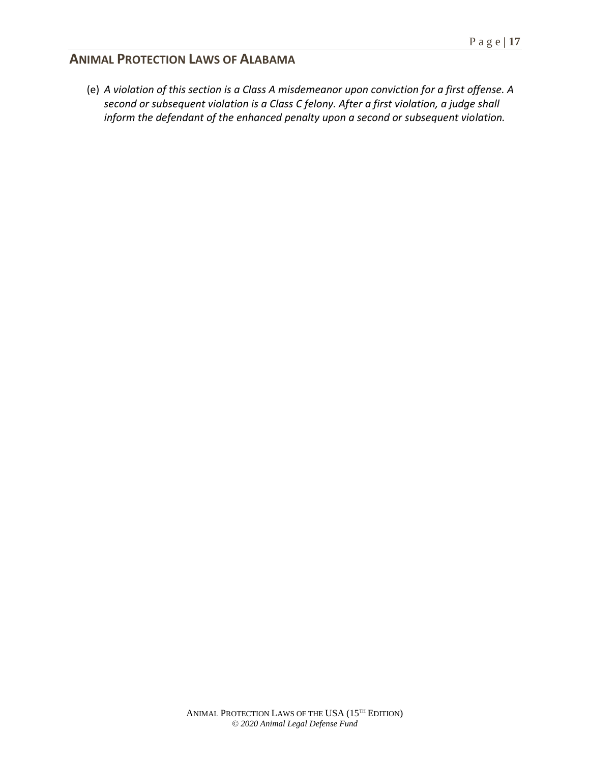(e) *A violation of this section is a Class A misdemeanor upon conviction for a first offense. A second or subsequent violation is a Class C felony. After a first violation, a judge shall inform the defendant of the enhanced penalty upon a second or subsequent violation.*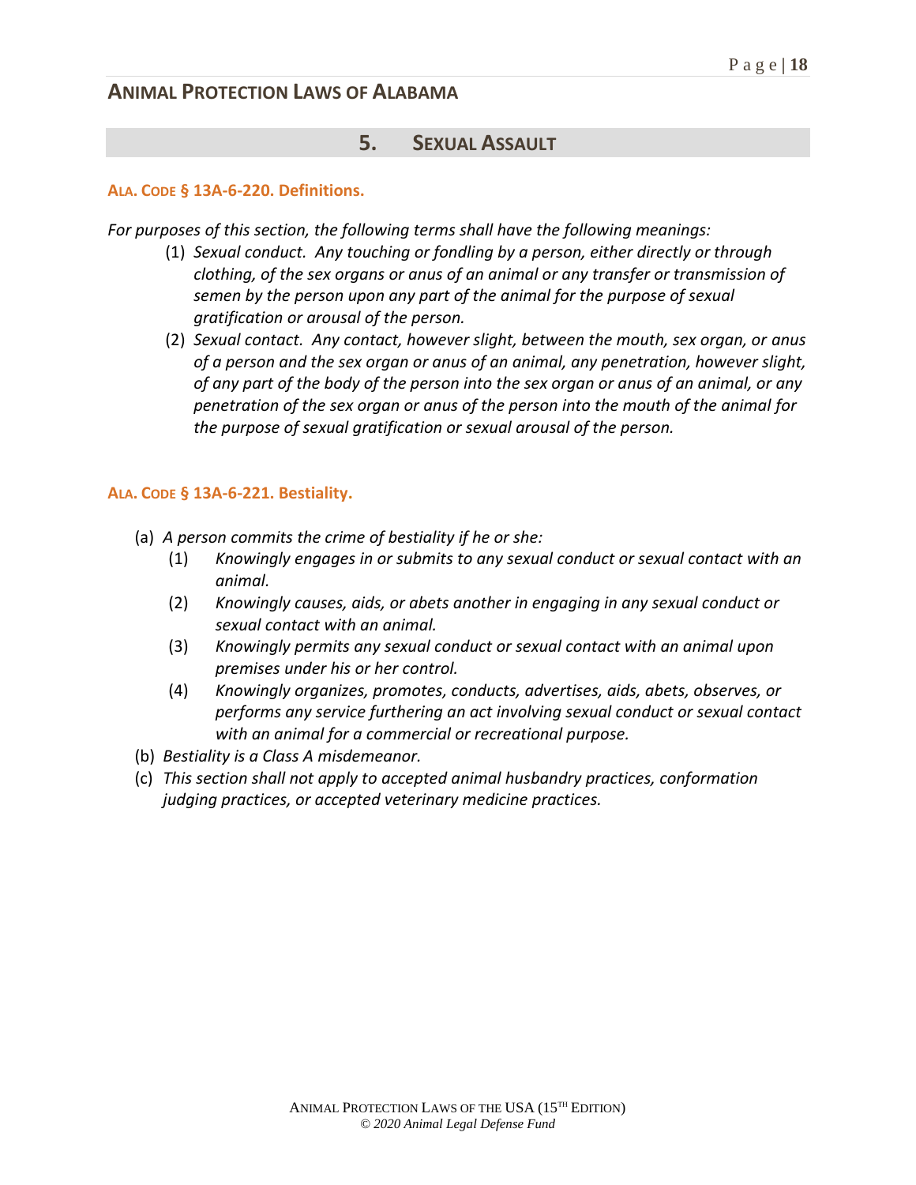## 5. Sexual Assault

### Ala. Code § 13A-6-220. Definitions.

*For purposes of this section, the following terms shall have the following meanings:*

1. *Sexual conduct. Any touching or fondling by a person, either directly or through clothing, of the sex organs or anus of an animal or any transfer or transmission of semen by the person upon any part of the animal for the purpose of sexual gratification or arousal of the person.*
2. *Sexual contact. Any contact, however slight, between the mouth, sex organ, or anus of a person and the sex organ or anus of an animal, any penetration, however slight, of any part of the body of the person into the sex organ or anus of an animal, or any penetration of the sex organ or anus of the person into the mouth of the animal for the purpose of sexual gratification or sexual arousal of the person.*

### Ala. Code § 13A-6-221. Bestiality.

(a) *A person commits the crime of bestiality if he or she:*

  (1) *Knowingly engages in or submits to any sexual conduct or sexual contact with an animal.*

  (2) *Knowingly causes, aids, or abets another in engaging in any sexual conduct or sexual contact with an animal.*

  (3) *Knowingly permits any sexual conduct or sexual contact with an animal upon premises under his or her control.*

  (4) *Knowingly organizes, promotes, conducts, advertises, aids, abets, observes, or performs any service furthering an act involving sexual conduct or sexual contact with an animal for a commercial or recreational purpose.*

(b) *Bestiality is a Class A misdemeanor.*

(c) *This section shall not apply to accepted animal husbandry practices, conformation judging practices, or accepted veterinary medicine practices.*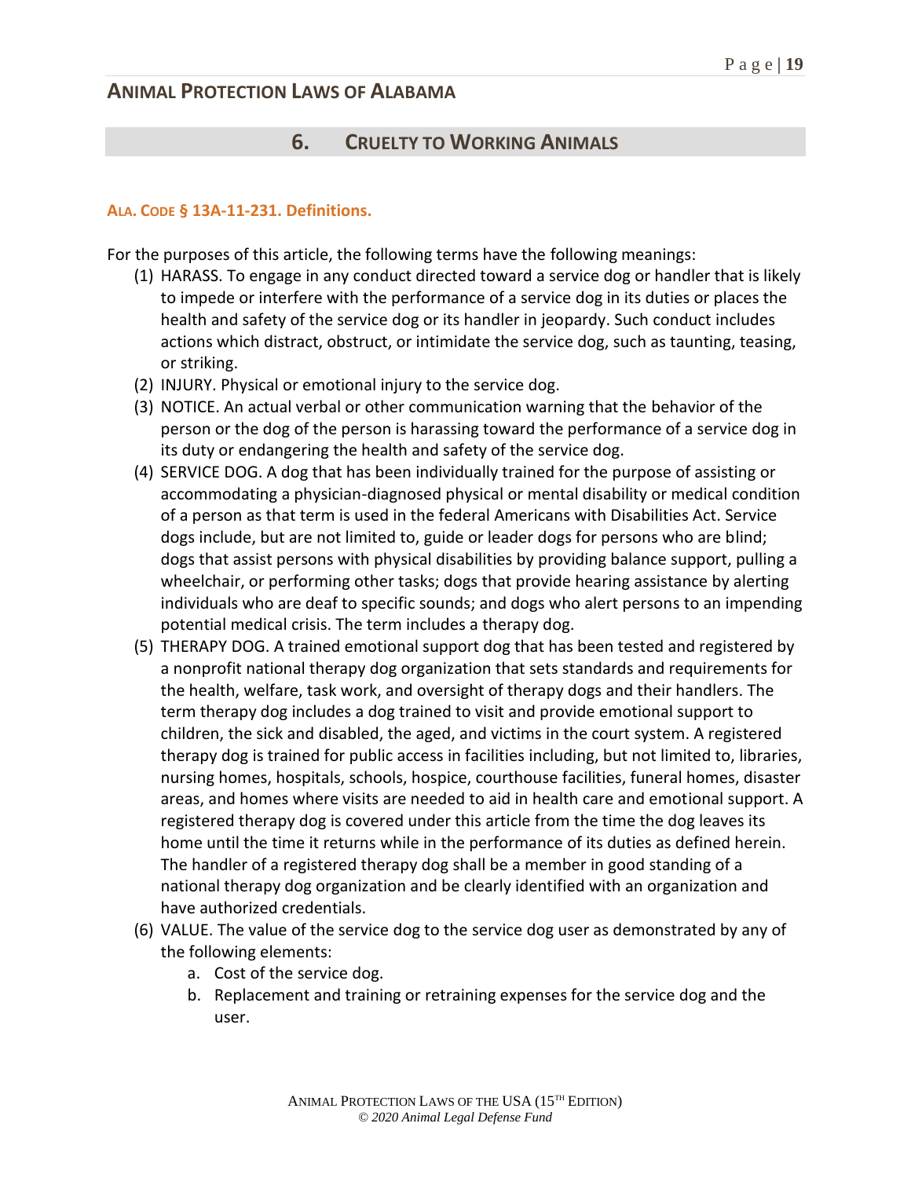## 6. Cruelty to Working Animals

### Ala. Code § 13A-11-231. Definitions.

For the purposes of this article, the following terms have the following meanings:

(1) HARASS. To engage in any conduct directed toward a service dog or handler that is likely to impede or interfere with the performance of a service dog in its duties or places the health and safety of the service dog or its handler in jeopardy. Such conduct includes actions which distract, obstruct, or intimidate the service dog, such as taunting, teasing, or striking.

(2) INJURY. Physical or emotional injury to the service dog.

(3) NOTICE. An actual verbal or other communication warning that the behavior of the person or the dog of the person is harassing toward the performance of a service dog in its duty or endangering the health and safety of the service dog.

(4) SERVICE DOG. A dog that has been individually trained for the purpose of assisting or accommodating a physician-diagnosed physical or mental disability or medical condition of a person as that term is used in the federal Americans with Disabilities Act. Service dogs include, but are not limited to, guide or leader dogs for persons who are blind; dogs that assist persons with physical disabilities by providing balance support, pulling a wheelchair, or performing other tasks; dogs that provide hearing assistance by alerting individuals who are deaf to specific sounds; and dogs who alert persons to an impending potential medical crisis. The term includes a therapy dog.

(5) THERAPY DOG. A trained emotional support dog that has been tested and registered by a nonprofit national therapy dog organization that sets standards and requirements for the health, welfare, task work, and oversight of therapy dogs and their handlers. The term therapy dog includes a dog trained to visit and provide emotional support to children, the sick and disabled, the aged, and victims in the court system. A registered therapy dog is trained for public access in facilities including, but not limited to, libraries, nursing homes, hospitals, schools, hospice, courthouse facilities, funeral homes, disaster areas, and homes where visits are needed to aid in health care and emotional support. A registered therapy dog is covered under this article from the time the dog leaves its home until the time it returns while in the performance of its duties as defined herein. The handler of a registered therapy dog shall be a member in good standing of a national therapy dog organization and be clearly identified with an organization and have authorized credentials.

(6) VALUE. The value of the service dog to the service dog user as demonstrated by any of the following elements:

a. Cost of the service dog.

b. Replacement and training or retraining expenses for the service dog and the user.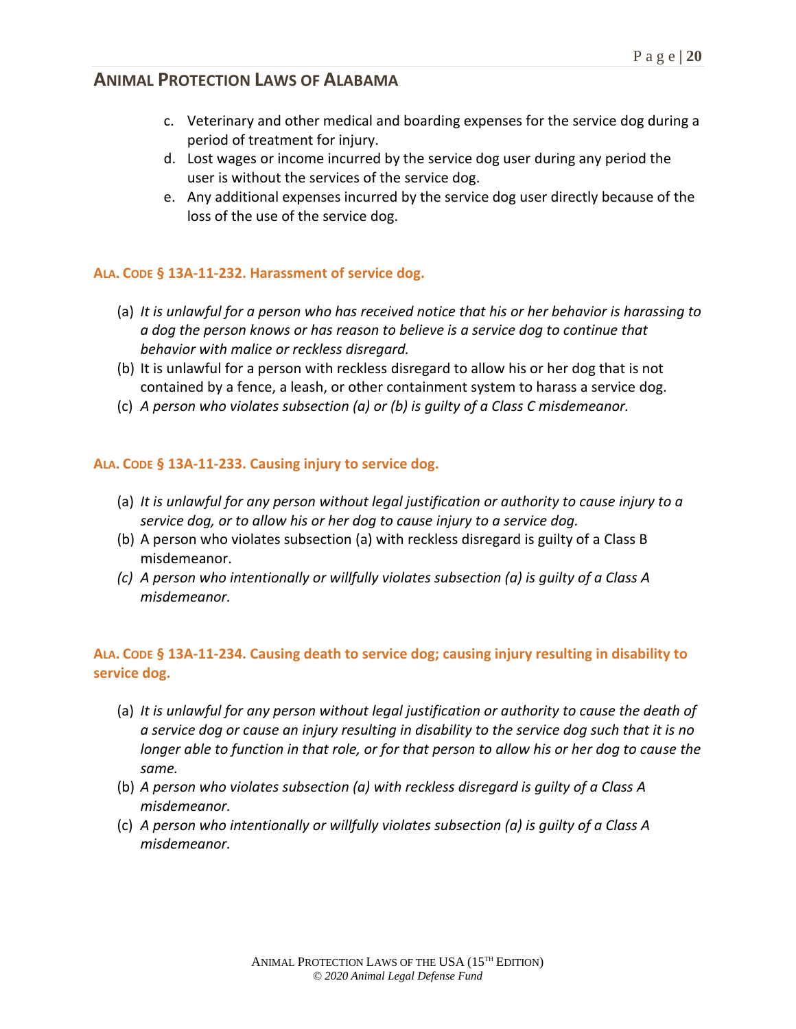c. Veterinary and other medical and boarding expenses for the service dog during a period of treatment for injury.
d. Lost wages or income incurred by the service dog user during any period the user is without the services of the service dog.
e. Any additional expenses incurred by the service dog user directly because of the loss of the use of the service dog.

**ALA. CODE § 13A-11-232. Harassment of service dog.**

(a) *It is unlawful for a person who has received notice that his or her behavior is harassing to a dog the person knows or has reason to believe is a service dog to continue that behavior with malice or reckless disregard.*
(b) It is unlawful for a person with reckless disregard to allow his or her dog that is not contained by a fence, a leash, or other containment system to harass a service dog.
(c) *A person who violates subsection (a) or (b) is guilty of a Class C misdemeanor.*

**ALA. CODE § 13A-11-233. Causing injury to service dog.**

(a) *It is unlawful for any person without legal justification or authority to cause injury to a service dog, or to allow his or her dog to cause injury to a service dog.*
(b) A person who violates subsection (a) with reckless disregard is guilty of a Class B misdemeanor.
*(c) A person who intentionally or willfully violates subsection (a) is guilty of a Class A misdemeanor.*

**ALA. CODE § 13A-11-234. Causing death to service dog; causing injury resulting in disability to service dog.**

(a) *It is unlawful for any person without legal justification or authority to cause the death of a service dog or cause an injury resulting in disability to the service dog such that it is no longer able to function in that role, or for that person to allow his or her dog to cause the same.*
(b) *A person who violates subsection (a) with reckless disregard is guilty of a Class A misdemeanor.*
(c) *A person who intentionally or willfully violates subsection (a) is guilty of a Class A misdemeanor.*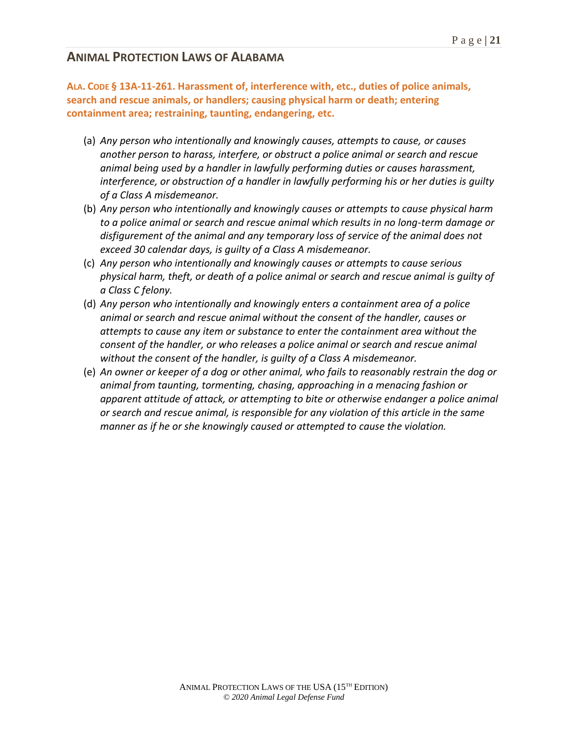## ANIMAL PROTECTION LAWS OF ALABAMA

**ALA. CODE § 13A-11-261. Harassment of, interference with, etc., duties of police animals, search and rescue animals, or handlers; causing physical harm or death; entering containment area; restraining, taunting, endangering, etc.**

(a) *Any person who intentionally and knowingly causes, attempts to cause, or causes another person to harass, interfere, or obstruct a police animal or search and rescue animal being used by a handler in lawfully performing duties or causes harassment, interference, or obstruction of a handler in lawfully performing his or her duties is guilty of a Class A misdemeanor.*

(b) *Any person who intentionally and knowingly causes or attempts to cause physical harm to a police animal or search and rescue animal which results in no long-term damage or disfigurement of the animal and any temporary loss of service of the animal does not exceed 30 calendar days, is guilty of a Class A misdemeanor.*

(c) *Any person who intentionally and knowingly causes or attempts to cause serious physical harm, theft, or death of a police animal or search and rescue animal is guilty of a Class C felony.*

(d) *Any person who intentionally and knowingly enters a containment area of a police animal or search and rescue animal without the consent of the handler, causes or attempts to cause any item or substance to enter the containment area without the consent of the handler, or who releases a police animal or search and rescue animal without the consent of the handler, is guilty of a Class A misdemeanor.*

(e) *An owner or keeper of a dog or other animal, who fails to reasonably restrain the dog or animal from taunting, tormenting, chasing, approaching in a menacing fashion or apparent attitude of attack, or attempting to bite or otherwise endanger a police animal or search and rescue animal, is responsible for any violation of this article in the same manner as if he or she knowingly caused or attempted to cause the violation.*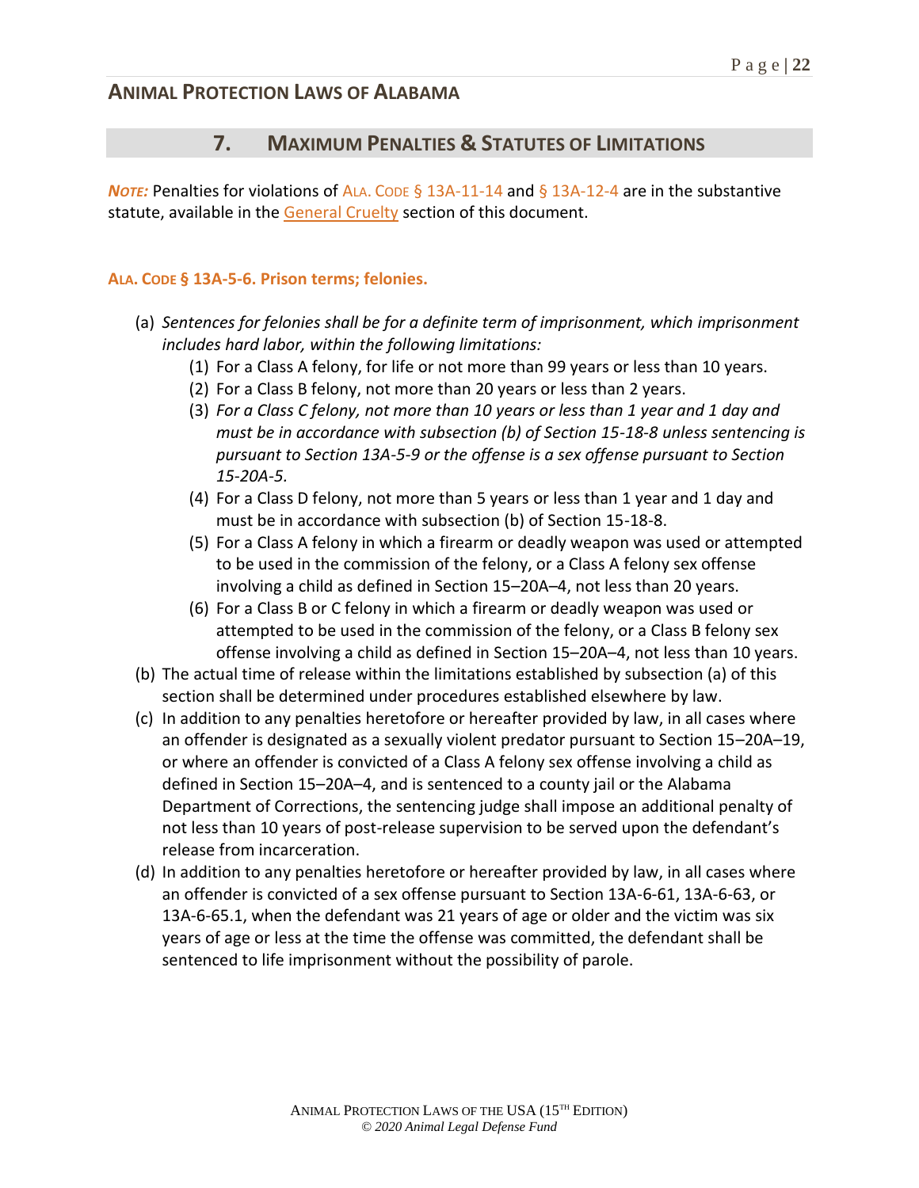## 7. MAXIMUM PENALTIES & STATUTES OF LIMITATIONS

***NOTE:*** Penalties for violations of ALA. CODE § 13A-11-14 and § 13A-12-4 are in the substantive statute, available in the General Cruelty section of this document.

**ALA. CODE § 13A-5-6. Prison terms; felonies.**

(a) *Sentences for felonies shall be for a definite term of imprisonment, which imprisonment includes hard labor, within the following limitations:*

  (1) For a Class A felony, for life or not more than 99 years or less than 10 years.

  (2) For a Class B felony, not more than 20 years or less than 2 years.

  (3) *For a Class C felony, not more than 10 years or less than 1 year and 1 day and must be in accordance with subsection (b) of Section 15-18-8 unless sentencing is pursuant to Section 13A-5-9 or the offense is a sex offense pursuant to Section 15-20A-5.*

  (4) For a Class D felony, not more than 5 years or less than 1 year and 1 day and must be in accordance with subsection (b) of Section 15-18-8.

  (5) For a Class A felony in which a firearm or deadly weapon was used or attempted to be used in the commission of the felony, or a Class A felony sex offense involving a child as defined in Section 15–20A–4, not less than 20 years.

  (6) For a Class B or C felony in which a firearm or deadly weapon was used or attempted to be used in the commission of the felony, or a Class B felony sex offense involving a child as defined in Section 15–20A–4, not less than 10 years.

(b) The actual time of release within the limitations established by subsection (a) of this section shall be determined under procedures established elsewhere by law.

(c) In addition to any penalties heretofore or hereafter provided by law, in all cases where an offender is designated as a sexually violent predator pursuant to Section 15–20A–19, or where an offender is convicted of a Class A felony sex offense involving a child as defined in Section 15–20A–4, and is sentenced to a county jail or the Alabama Department of Corrections, the sentencing judge shall impose an additional penalty of not less than 10 years of post-release supervision to be served upon the defendant's release from incarceration.

(d) In addition to any penalties heretofore or hereafter provided by law, in all cases where an offender is convicted of a sex offense pursuant to Section 13A-6-61, 13A-6-63, or 13A-6-65.1, when the defendant was 21 years of age or older and the victim was six years of age or less at the time the offense was committed, the defendant shall be sentenced to life imprisonment without the possibility of parole.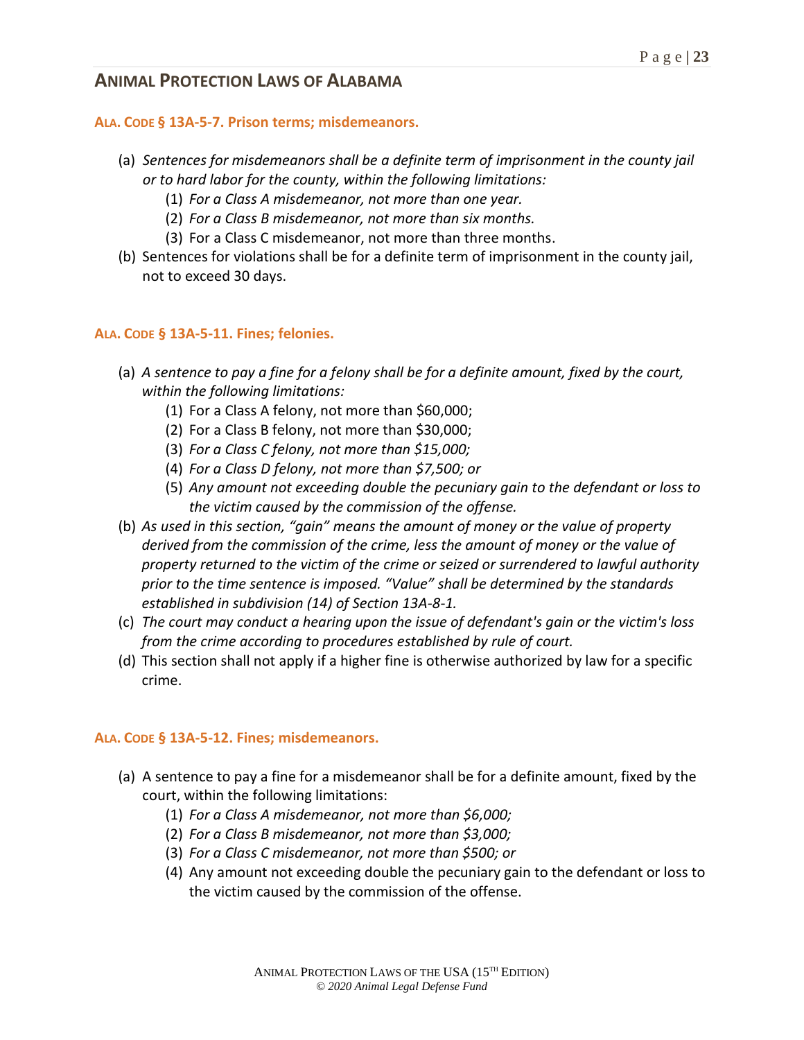## ANIMAL PROTECTION LAWS OF ALABAMA

### ALA. CODE § 13A-5-7. Prison terms; misdemeanors.

(a) *Sentences for misdemeanors shall be a definite term of imprisonment in the county jail or to hard labor for the county, within the following limitations:*
   (1) *For a Class A misdemeanor, not more than one year.*
   (2) *For a Class B misdemeanor, not more than six months.*
   (3) For a Class C misdemeanor, not more than three months.

(b) Sentences for violations shall be for a definite term of imprisonment in the county jail, not to exceed 30 days.

### ALA. CODE § 13A-5-11. Fines; felonies.

(a) *A sentence to pay a fine for a felony shall be for a definite amount, fixed by the court, within the following limitations:*
   (1) For a Class A felony, not more than $60,000;
   (2) For a Class B felony, not more than $30,000;
   (3) *For a Class C felony, not more than $15,000;*
   (4) *For a Class D felony, not more than $7,500; or*
   (5) *Any amount not exceeding double the pecuniary gain to the defendant or loss to the victim caused by the commission of the offense.*

(b) *As used in this section, "gain" means the amount of money or the value of property derived from the commission of the crime, less the amount of money or the value of property returned to the victim of the crime or seized or surrendered to lawful authority prior to the time sentence is imposed. "Value" shall be determined by the standards established in subdivision (14) of Section 13A-8-1.*

(c) *The court may conduct a hearing upon the issue of defendant's gain or the victim's loss from the crime according to procedures established by rule of court.*

(d) This section shall not apply if a higher fine is otherwise authorized by law for a specific crime.

### ALA. CODE § 13A-5-12. Fines; misdemeanors.

(a) A sentence to pay a fine for a misdemeanor shall be for a definite amount, fixed by the court, within the following limitations:
   (1) *For a Class A misdemeanor, not more than $6,000;*
   (2) *For a Class B misdemeanor, not more than $3,000;*
   (3) *For a Class C misdemeanor, not more than $500; or*
   (4) Any amount not exceeding double the pecuniary gain to the defendant or loss to the victim caused by the commission of the offense.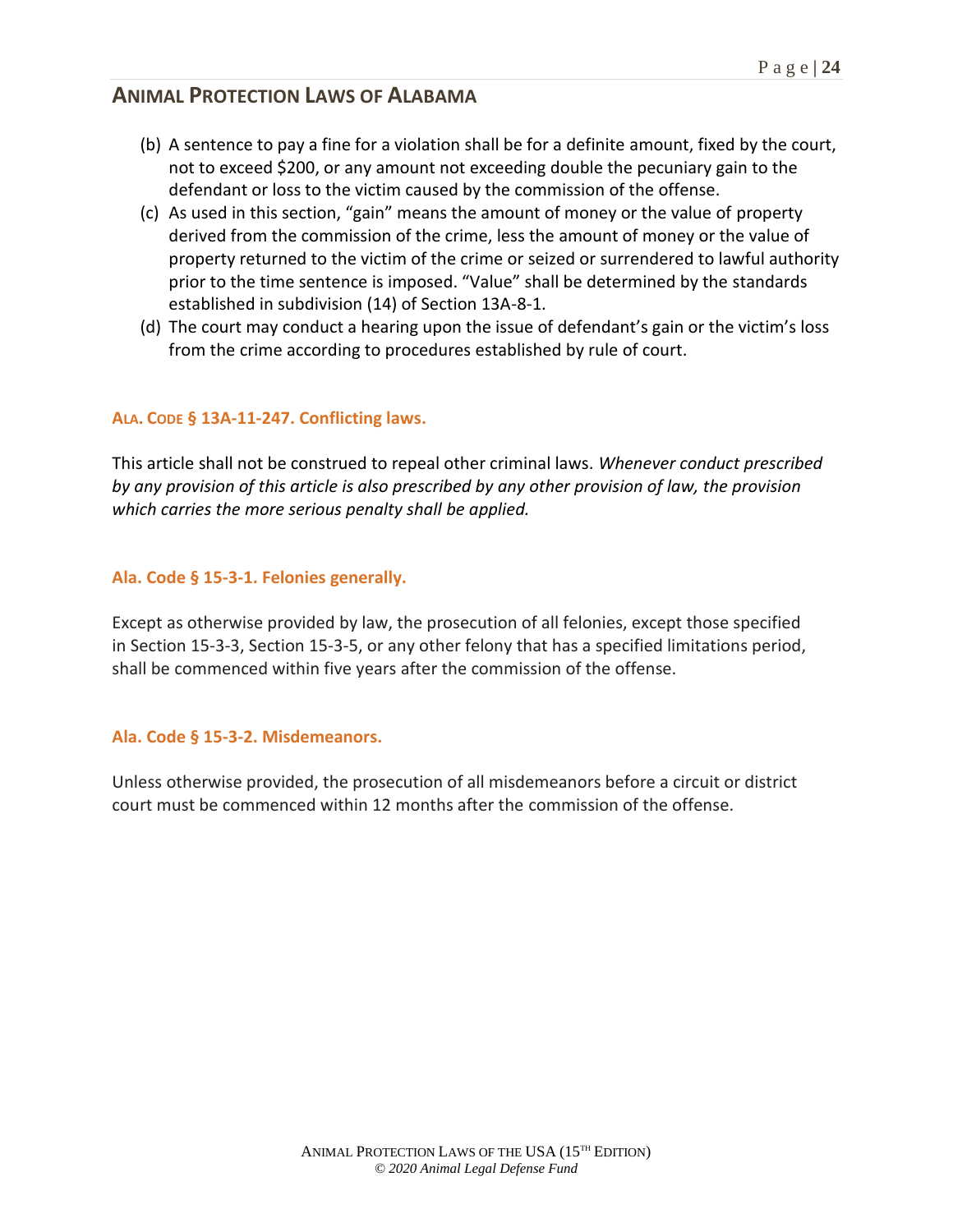(b) A sentence to pay a fine for a violation shall be for a definite amount, fixed by the court, not to exceed $200, or any amount not exceeding double the pecuniary gain to the defendant or loss to the victim caused by the commission of the offense.

(c) As used in this section, "gain" means the amount of money or the value of property derived from the commission of the crime, less the amount of money or the value of property returned to the victim of the crime or seized or surrendered to lawful authority prior to the time sentence is imposed. "Value" shall be determined by the standards established in subdivision (14) of Section 13A-8-1.

(d) The court may conduct a hearing upon the issue of defendant's gain or the victim's loss from the crime according to procedures established by rule of court.

### ALA. CODE § 13A-11-247. Conflicting laws.

This article shall not be construed to repeal other criminal laws. *Whenever conduct prescribed by any provision of this article is also prescribed by any other provision of law, the provision which carries the more serious penalty shall be applied.*

### Ala. Code § 15-3-1. Felonies generally.

Except as otherwise provided by law, the prosecution of all felonies, except those specified in Section 15-3-3, Section 15-3-5, or any other felony that has a specified limitations period, shall be commenced within five years after the commission of the offense.

### Ala. Code § 15-3-2. Misdemeanors.

Unless otherwise provided, the prosecution of all misdemeanors before a circuit or district court must be commenced within 12 months after the commission of the offense.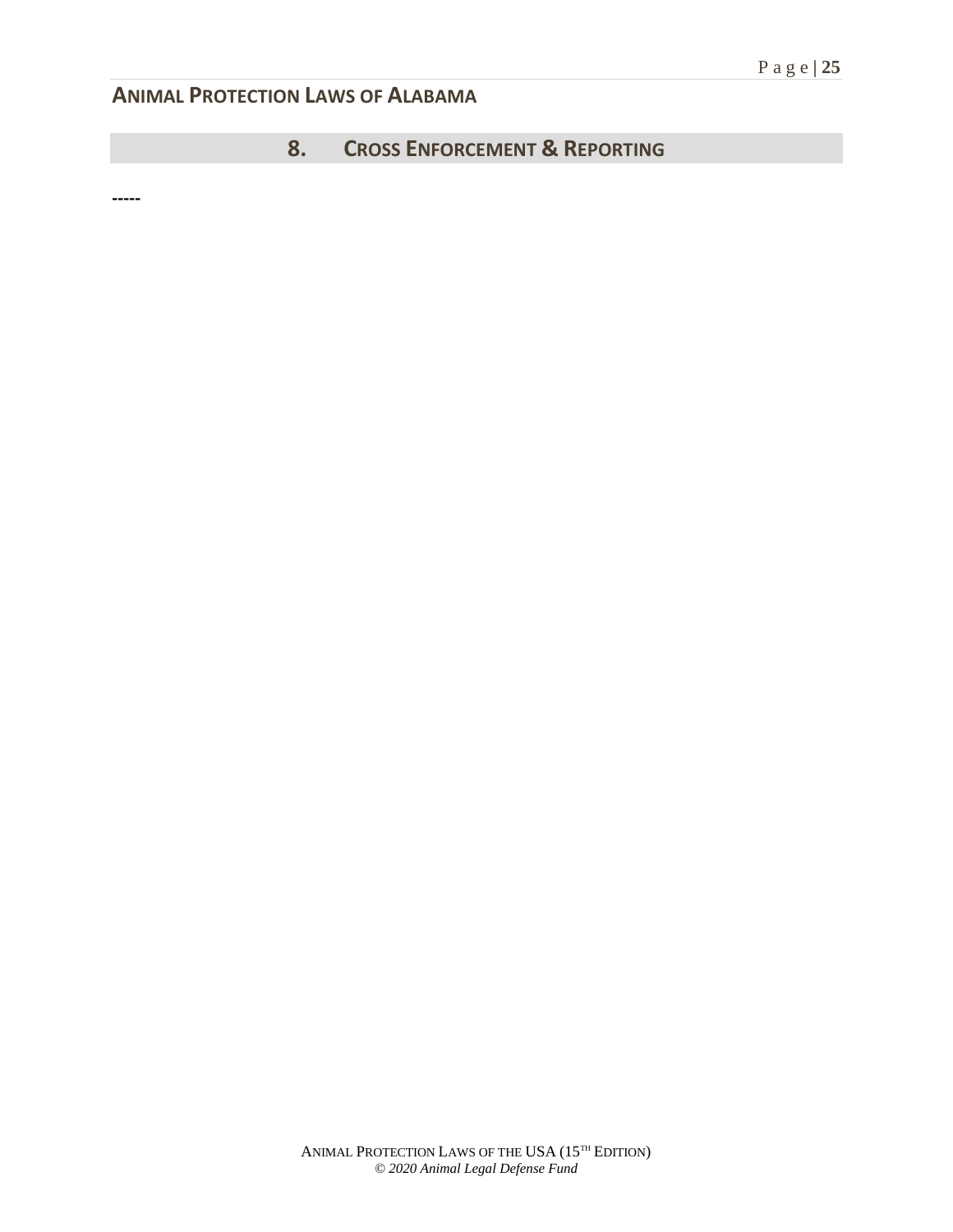## 8. Cross Enforcement & Reporting

-----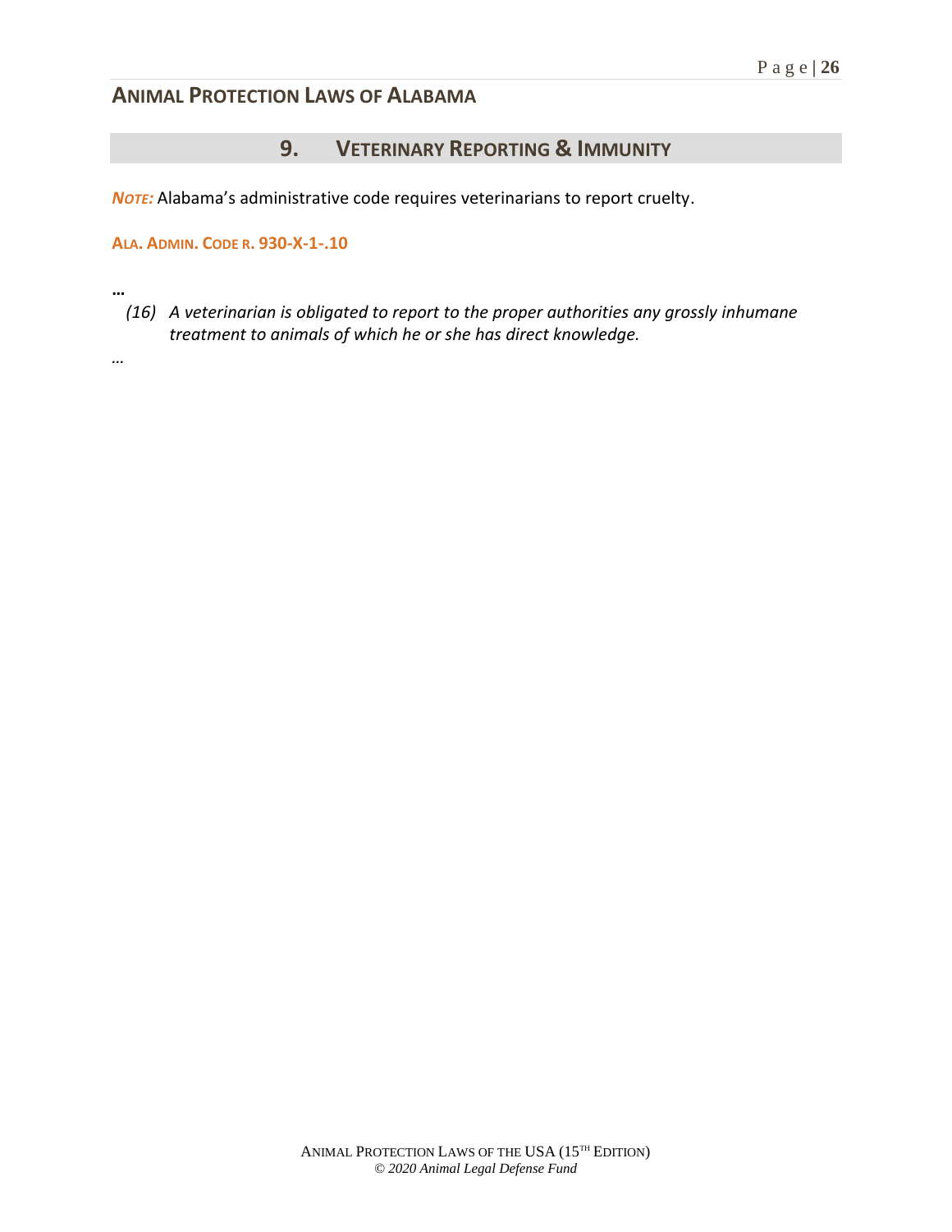## 9. VETERINARY REPORTING & IMMUNITY

***NOTE:*** Alabama's administrative code requires veterinarians to report cruelty.

**ALA. ADMIN. CODE R. 930-X-1-.10**

**…**

*(16) A veterinarian is obligated to report to the proper authorities any grossly inhumane treatment to animals of which he or she has direct knowledge.*

…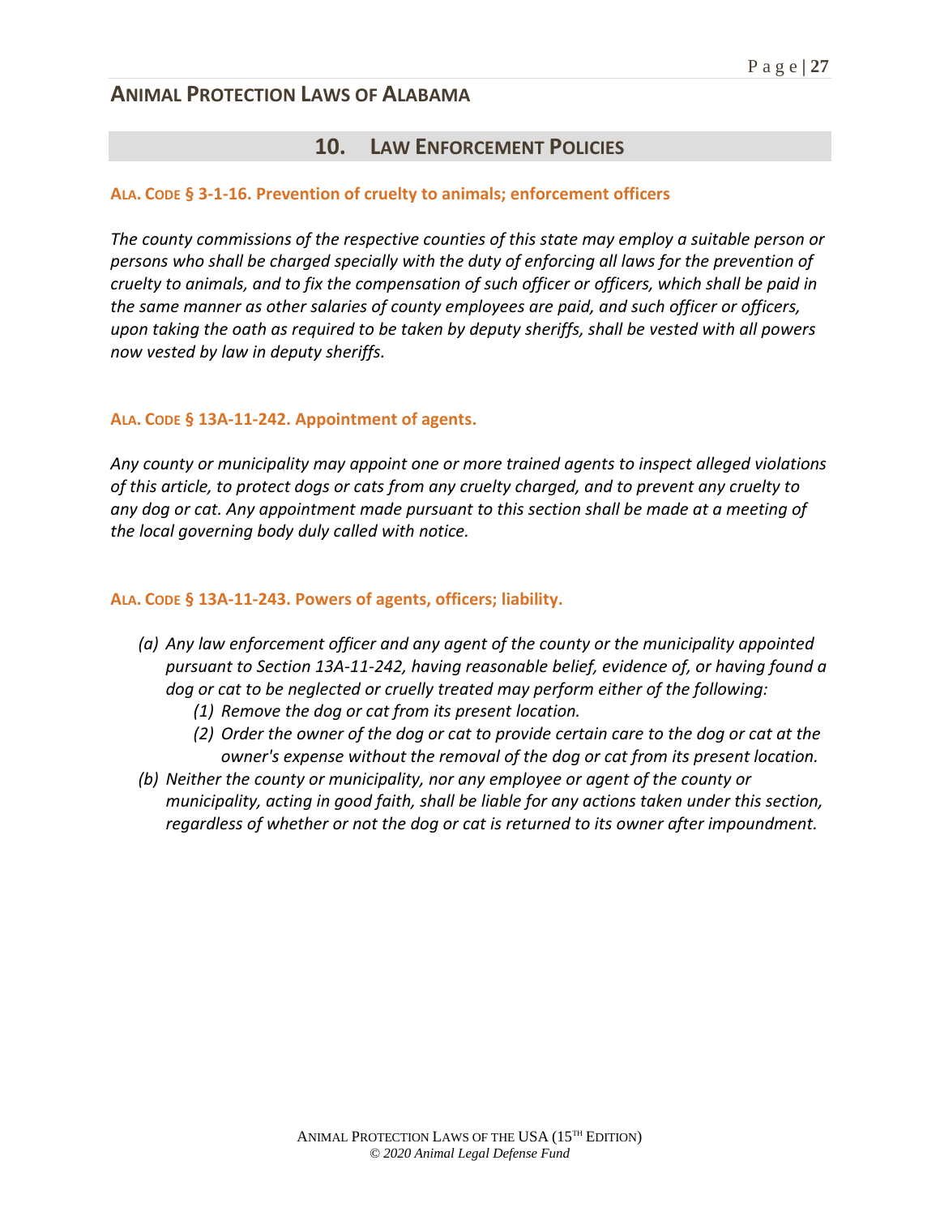## 10. Law Enforcement Policies

### Ala. Code § 3-1-16. Prevention of cruelty to animals; enforcement officers

*The county commissions of the respective counties of this state may employ a suitable person or persons who shall be charged specially with the duty of enforcing all laws for the prevention of cruelty to animals, and to fix the compensation of such officer or officers, which shall be paid in the same manner as other salaries of county employees are paid, and such officer or officers, upon taking the oath as required to be taken by deputy sheriffs, shall be vested with all powers now vested by law in deputy sheriffs.*

### Ala. Code § 13A-11-242. Appointment of agents.

*Any county or municipality may appoint one or more trained agents to inspect alleged violations of this article, to protect dogs or cats from any cruelty charged, and to prevent any cruelty to any dog or cat. Any appointment made pursuant to this section shall be made at a meeting of the local governing body duly called with notice.*

### Ala. Code § 13A-11-243. Powers of agents, officers; liability.

- *(a) Any law enforcement officer and any agent of the county or the municipality appointed pursuant to Section 13A-11-242, having reasonable belief, evidence of, or having found a dog or cat to be neglected or cruelly treated may perform either of the following:*
  - *(1) Remove the dog or cat from its present location.*
  - *(2) Order the owner of the dog or cat to provide certain care to the dog or cat at the owner's expense without the removal of the dog or cat from its present location.*
- *(b) Neither the county or municipality, nor any employee or agent of the county or municipality, acting in good faith, shall be liable for any actions taken under this section, regardless of whether or not the dog or cat is returned to its owner after impoundment.*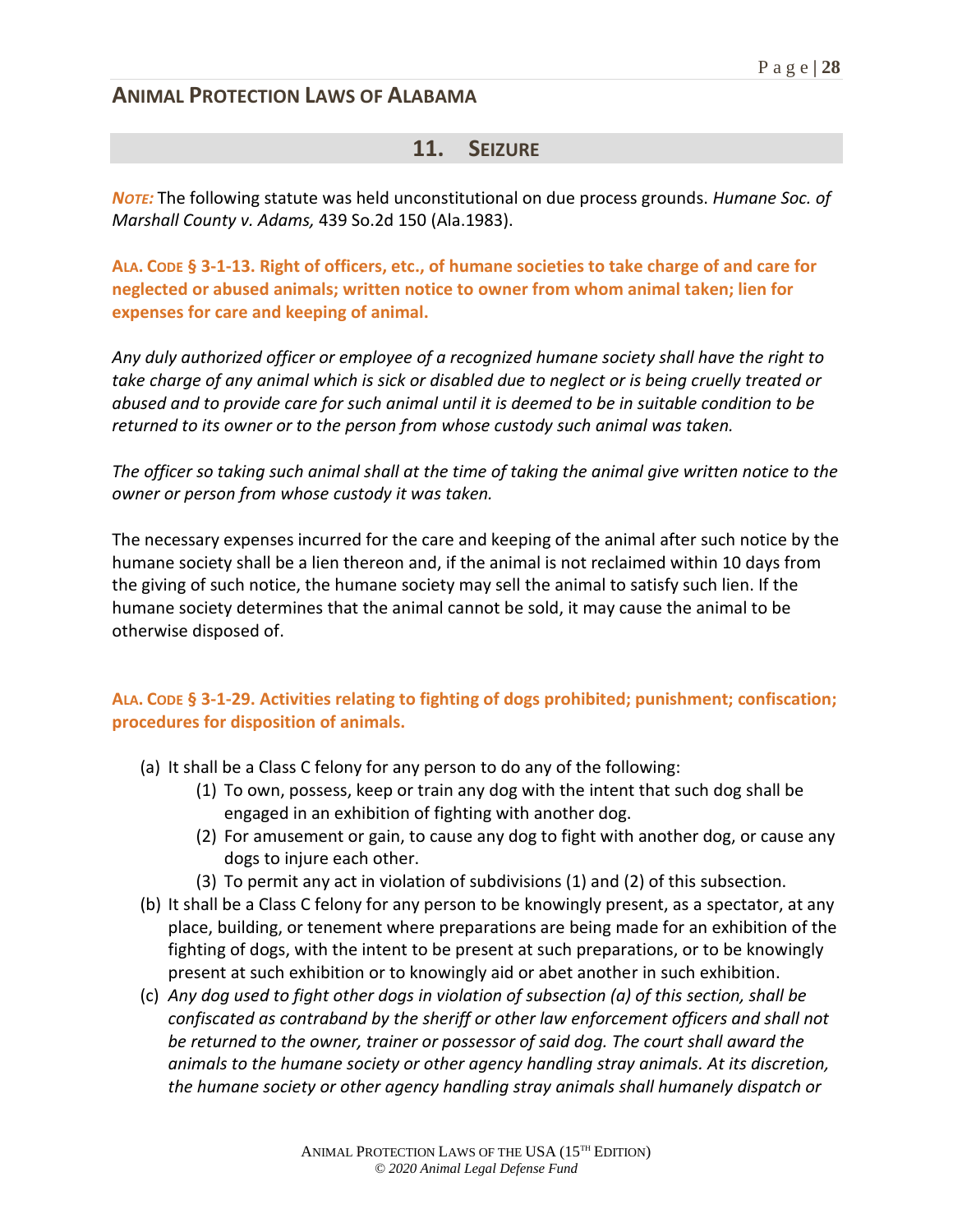# ANIMAL PROTECTION LAWS OF ALABAMA

## 11. SEIZURE

***NOTE:*** The following statute was held unconstitutional on due process grounds. *Humane Soc. of Marshall County v. Adams,* 439 So.2d 150 (Ala.1983).

**ALA. CODE § 3-1-13. Right of officers, etc., of humane societies to take charge of and care for neglected or abused animals; written notice to owner from whom animal taken; lien for expenses for care and keeping of animal.**

*Any duly authorized officer or employee of a recognized humane society shall have the right to take charge of any animal which is sick or disabled due to neglect or is being cruelly treated or abused and to provide care for such animal until it is deemed to be in suitable condition to be returned to its owner or to the person from whose custody such animal was taken.*

*The officer so taking such animal shall at the time of taking the animal give written notice to the owner or person from whose custody it was taken.*

The necessary expenses incurred for the care and keeping of the animal after such notice by the humane society shall be a lien thereon and, if the animal is not reclaimed within 10 days from the giving of such notice, the humane society may sell the animal to satisfy such lien. If the humane society determines that the animal cannot be sold, it may cause the animal to be otherwise disposed of.

**ALA. CODE § 3-1-29. Activities relating to fighting of dogs prohibited; punishment; confiscation; procedures for disposition of animals.**

(a) It shall be a Class C felony for any person to do any of the following:
   (1) To own, possess, keep or train any dog with the intent that such dog shall be engaged in an exhibition of fighting with another dog.
   (2) For amusement or gain, to cause any dog to fight with another dog, or cause any dogs to injure each other.
   (3) To permit any act in violation of subdivisions (1) and (2) of this subsection.

(b) It shall be a Class C felony for any person to be knowingly present, as a spectator, at any place, building, or tenement where preparations are being made for an exhibition of the fighting of dogs, with the intent to be present at such preparations, or to be knowingly present at such exhibition or to knowingly aid or abet another in such exhibition.

(c) *Any dog used to fight other dogs in violation of subsection (a) of this section, shall be confiscated as contraband by the sheriff or other law enforcement officers and shall not be returned to the owner, trainer or possessor of said dog. The court shall award the animals to the humane society or other agency handling stray animals. At its discretion, the humane society or other agency handling stray animals shall humanely dispatch or*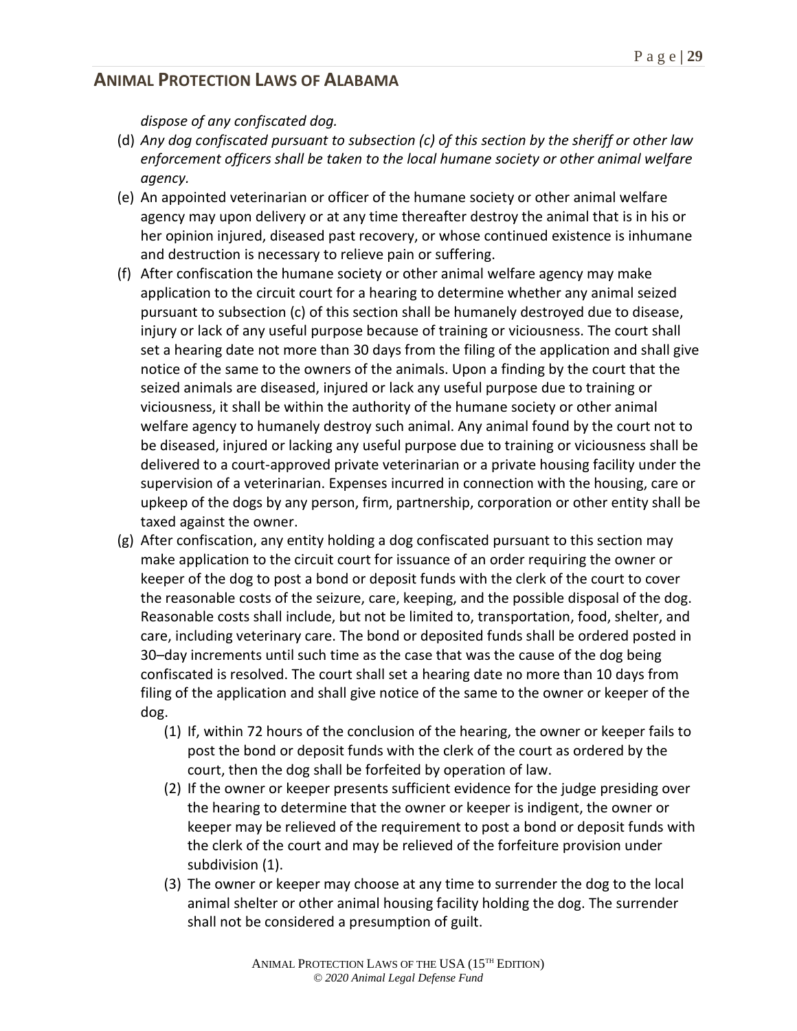*dispose of any confiscated dog.*

(d) *Any dog confiscated pursuant to subsection (c) of this section by the sheriff or other law enforcement officers shall be taken to the local humane society or other animal welfare agency.*

(e) An appointed veterinarian or officer of the humane society or other animal welfare agency may upon delivery or at any time thereafter destroy the animal that is in his or her opinion injured, diseased past recovery, or whose continued existence is inhumane and destruction is necessary to relieve pain or suffering.

(f) After confiscation the humane society or other animal welfare agency may make application to the circuit court for a hearing to determine whether any animal seized pursuant to subsection (c) of this section shall be humanely destroyed due to disease, injury or lack of any useful purpose because of training or viciousness. The court shall set a hearing date not more than 30 days from the filing of the application and shall give notice of the same to the owners of the animals. Upon a finding by the court that the seized animals are diseased, injured or lack any useful purpose due to training or viciousness, it shall be within the authority of the humane society or other animal welfare agency to humanely destroy such animal. Any animal found by the court not to be diseased, injured or lacking any useful purpose due to training or viciousness shall be delivered to a court-approved private veterinarian or a private housing facility under the supervision of a veterinarian. Expenses incurred in connection with the housing, care or upkeep of the dogs by any person, firm, partnership, corporation or other entity shall be taxed against the owner.

(g) After confiscation, any entity holding a dog confiscated pursuant to this section may make application to the circuit court for issuance of an order requiring the owner or keeper of the dog to post a bond or deposit funds with the clerk of the court to cover the reasonable costs of the seizure, care, keeping, and the possible disposal of the dog. Reasonable costs shall include, but not be limited to, transportation, food, shelter, and care, including veterinary care. The bond or deposited funds shall be ordered posted in 30–day increments until such time as the case that was the cause of the dog being confiscated is resolved. The court shall set a hearing date no more than 10 days from filing of the application and shall give notice of the same to the owner or keeper of the dog.

  (1) If, within 72 hours of the conclusion of the hearing, the owner or keeper fails to post the bond or deposit funds with the clerk of the court as ordered by the court, then the dog shall be forfeited by operation of law.

  (2) If the owner or keeper presents sufficient evidence for the judge presiding over the hearing to determine that the owner or keeper is indigent, the owner or keeper may be relieved of the requirement to post a bond or deposit funds with the clerk of the court and may be relieved of the forfeiture provision under subdivision (1).

  (3) The owner or keeper may choose at any time to surrender the dog to the local animal shelter or other animal housing facility holding the dog. The surrender shall not be considered a presumption of guilt.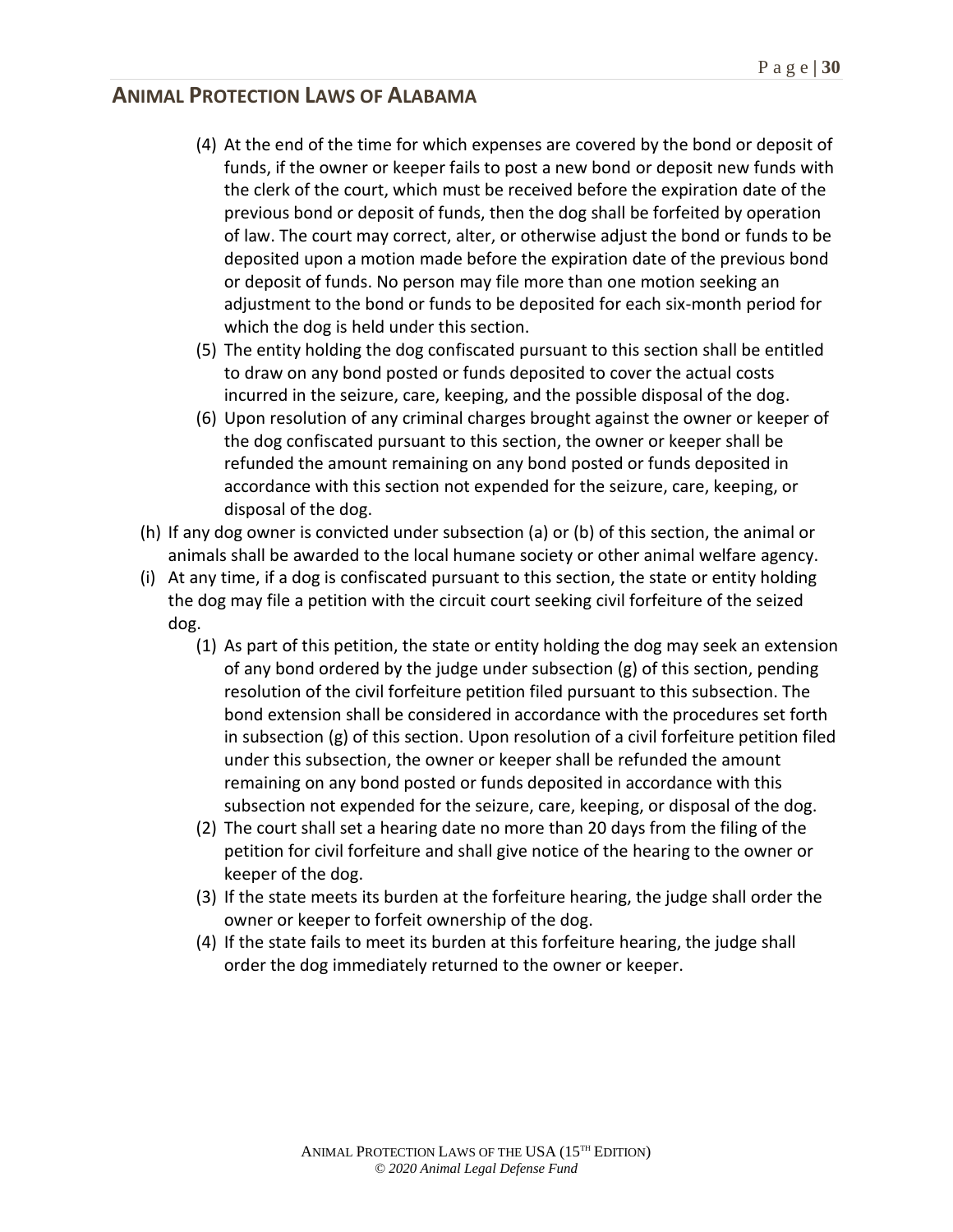(4) At the end of the time for which expenses are covered by the bond or deposit of funds, if the owner or keeper fails to post a new bond or deposit new funds with the clerk of the court, which must be received before the expiration date of the previous bond or deposit of funds, then the dog shall be forfeited by operation of law. The court may correct, alter, or otherwise adjust the bond or funds to be deposited upon a motion made before the expiration date of the previous bond or deposit of funds. No person may file more than one motion seeking an adjustment to the bond or funds to be deposited for each six-month period for which the dog is held under this section.

(5) The entity holding the dog confiscated pursuant to this section shall be entitled to draw on any bond posted or funds deposited to cover the actual costs incurred in the seizure, care, keeping, and the possible disposal of the dog.

(6) Upon resolution of any criminal charges brought against the owner or keeper of the dog confiscated pursuant to this section, the owner or keeper shall be refunded the amount remaining on any bond posted or funds deposited in accordance with this section not expended for the seizure, care, keeping, or disposal of the dog.

(h) If any dog owner is convicted under subsection (a) or (b) of this section, the animal or animals shall be awarded to the local humane society or other animal welfare agency.

(i) At any time, if a dog is confiscated pursuant to this section, the state or entity holding the dog may file a petition with the circuit court seeking civil forfeiture of the seized dog.

(1) As part of this petition, the state or entity holding the dog may seek an extension of any bond ordered by the judge under subsection (g) of this section, pending resolution of the civil forfeiture petition filed pursuant to this subsection. The bond extension shall be considered in accordance with the procedures set forth in subsection (g) of this section. Upon resolution of a civil forfeiture petition filed under this subsection, the owner or keeper shall be refunded the amount remaining on any bond posted or funds deposited in accordance with this subsection not expended for the seizure, care, keeping, or disposal of the dog.

(2) The court shall set a hearing date no more than 20 days from the filing of the petition for civil forfeiture and shall give notice of the hearing to the owner or keeper of the dog.

(3) If the state meets its burden at the forfeiture hearing, the judge shall order the owner or keeper to forfeit ownership of the dog.

(4) If the state fails to meet its burden at this forfeiture hearing, the judge shall order the dog immediately returned to the owner or keeper.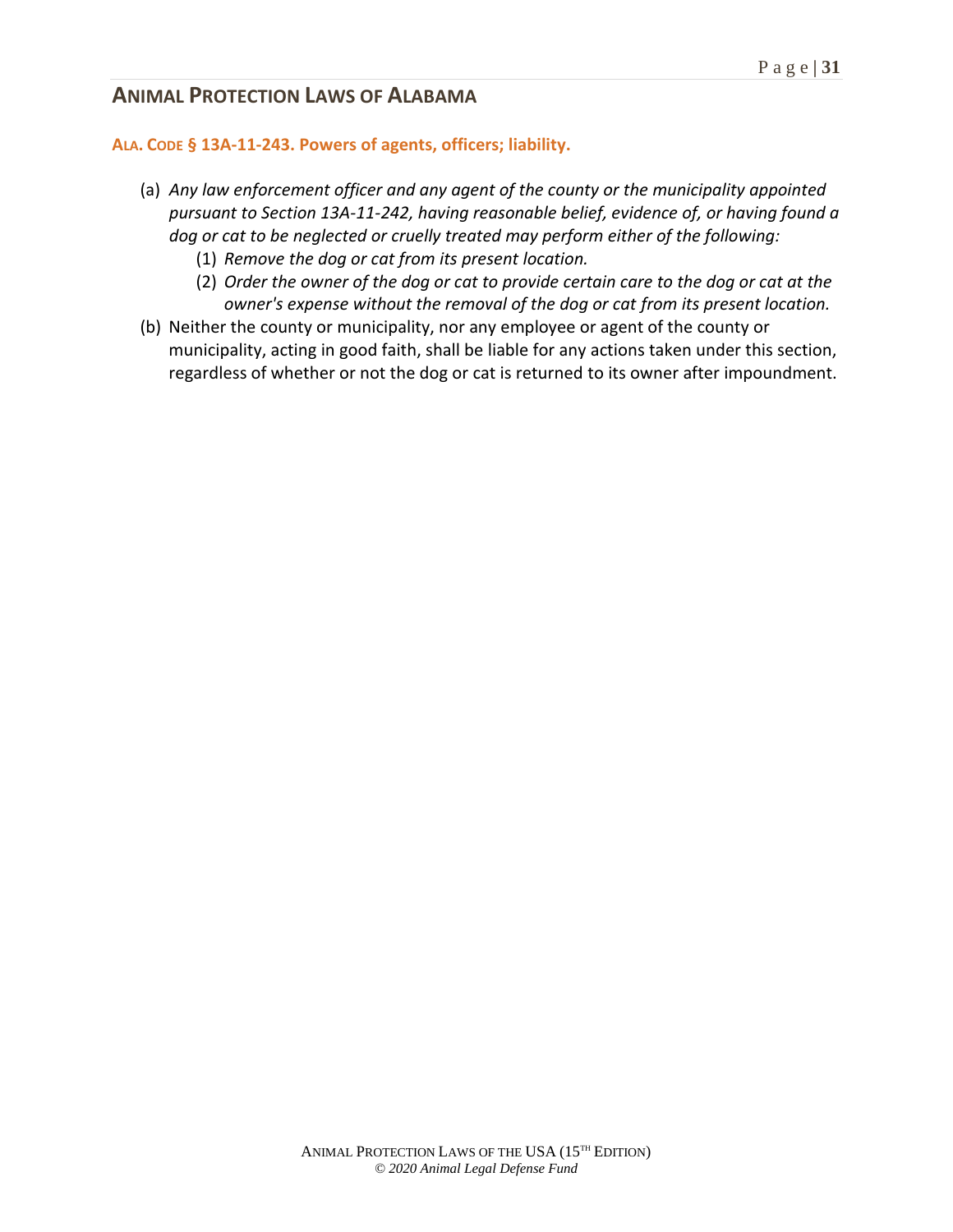## ALA. CODE § 13A-11-243. Powers of agents, officers; liability.

(a) *Any law enforcement officer and any agent of the county or the municipality appointed pursuant to Section 13A-11-242, having reasonable belief, evidence of, or having found a dog or cat to be neglected or cruelly treated may perform either of the following:*
   (1) *Remove the dog or cat from its present location.*
   (2) *Order the owner of the dog or cat to provide certain care to the dog or cat at the owner's expense without the removal of the dog or cat from its present location.*

(b) Neither the county or municipality, nor any employee or agent of the county or municipality, acting in good faith, shall be liable for any actions taken under this section, regardless of whether or not the dog or cat is returned to its owner after impoundment.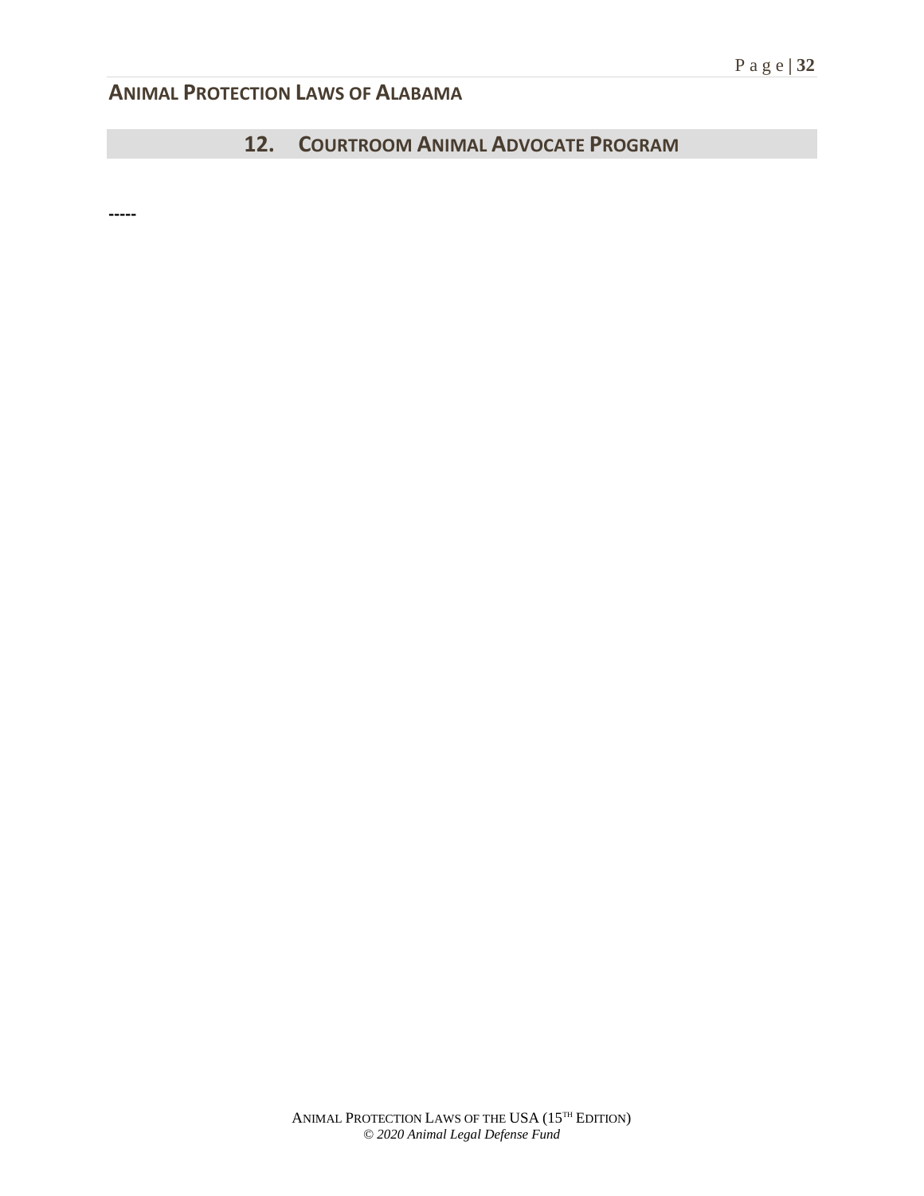## 12. COURTROOM ANIMAL ADVOCATE PROGRAM

-----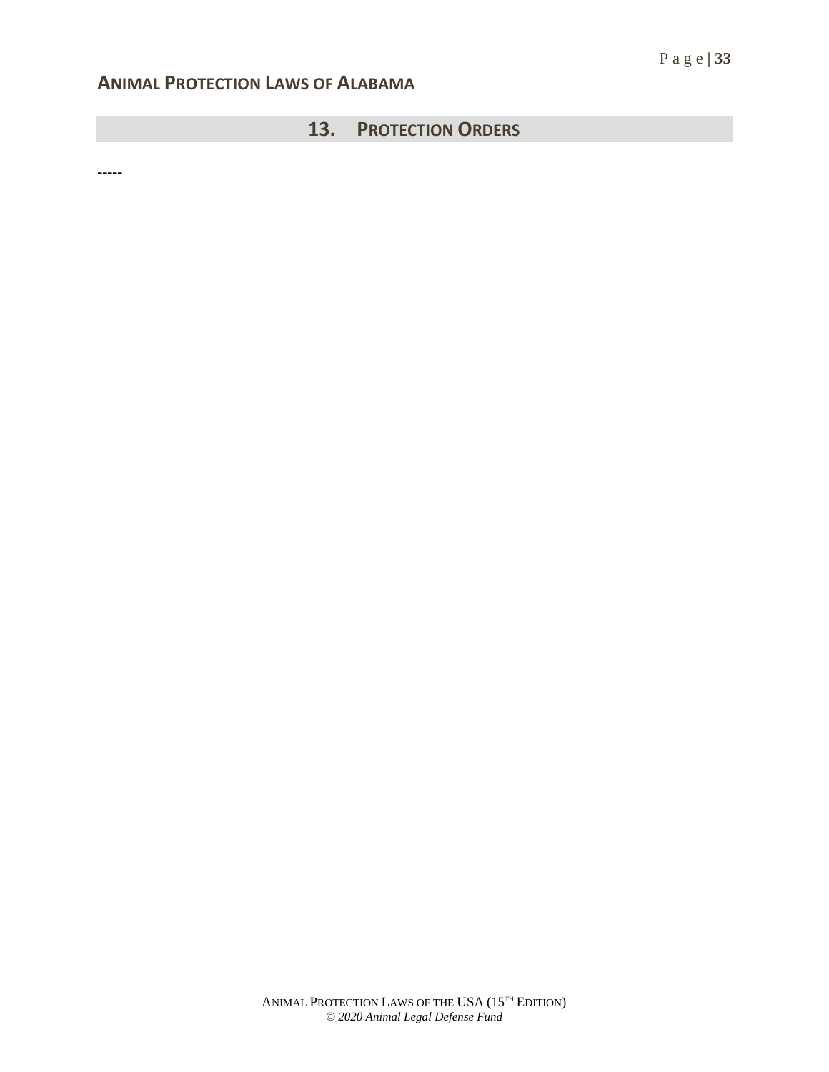## 13. PROTECTION ORDERS

**-----**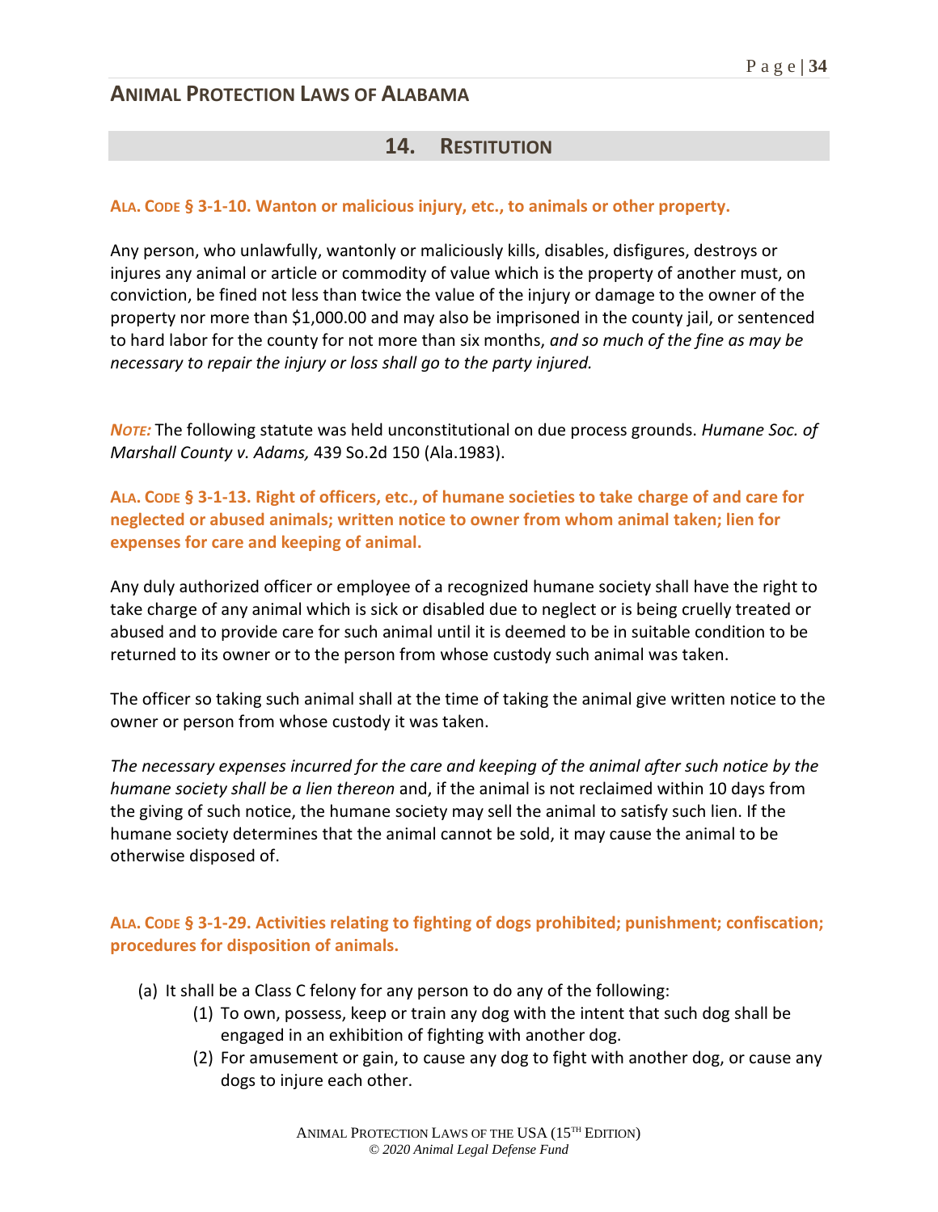## 14. RESTITUTION

**ALA. CODE § 3-1-10. Wanton or malicious injury, etc., to animals or other property.**

Any person, who unlawfully, wantonly or maliciously kills, disables, disfigures, destroys or injures any animal or article or commodity of value which is the property of another must, on conviction, be fined not less than twice the value of the injury or damage to the owner of the property nor more than $1,000.00 and may also be imprisoned in the county jail, or sentenced to hard labor for the county for not more than six months, *and so much of the fine as may be necessary to repair the injury or loss shall go to the party injured.*

***NOTE:*** The following statute was held unconstitutional on due process grounds. *Humane Soc. of Marshall County v. Adams,* 439 So.2d 150 (Ala.1983).

**ALA. CODE § 3-1-13. Right of officers, etc., of humane societies to take charge of and care for neglected or abused animals; written notice to owner from whom animal taken; lien for expenses for care and keeping of animal.**

Any duly authorized officer or employee of a recognized humane society shall have the right to take charge of any animal which is sick or disabled due to neglect or is being cruelly treated or abused and to provide care for such animal until it is deemed to be in suitable condition to be returned to its owner or to the person from whose custody such animal was taken.

The officer so taking such animal shall at the time of taking the animal give written notice to the owner or person from whose custody it was taken.

*The necessary expenses incurred for the care and keeping of the animal after such notice by the humane society shall be a lien thereon* and, if the animal is not reclaimed within 10 days from the giving of such notice, the humane society may sell the animal to satisfy such lien. If the humane society determines that the animal cannot be sold, it may cause the animal to be otherwise disposed of.

**ALA. CODE § 3-1-29. Activities relating to fighting of dogs prohibited; punishment; confiscation; procedures for disposition of animals.**

(a) It shall be a Class C felony for any person to do any of the following:
   (1) To own, possess, keep or train any dog with the intent that such dog shall be engaged in an exhibition of fighting with another dog.
   (2) For amusement or gain, to cause any dog to fight with another dog, or cause any dogs to injure each other.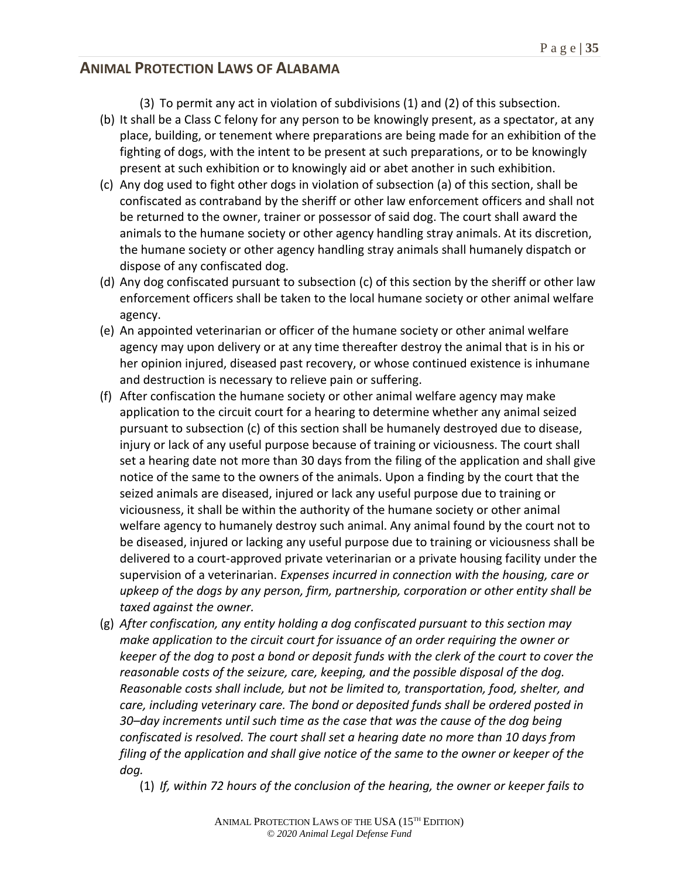(3) To permit any act in violation of subdivisions (1) and (2) of this subsection.

(b) It shall be a Class C felony for any person to be knowingly present, as a spectator, at any place, building, or tenement where preparations are being made for an exhibition of the fighting of dogs, with the intent to be present at such preparations, or to be knowingly present at such exhibition or to knowingly aid or abet another in such exhibition.

(c) Any dog used to fight other dogs in violation of subsection (a) of this section, shall be confiscated as contraband by the sheriff or other law enforcement officers and shall not be returned to the owner, trainer or possessor of said dog. The court shall award the animals to the humane society or other agency handling stray animals. At its discretion, the humane society or other agency handling stray animals shall humanely dispatch or dispose of any confiscated dog.

(d) Any dog confiscated pursuant to subsection (c) of this section by the sheriff or other law enforcement officers shall be taken to the local humane society or other animal welfare agency.

(e) An appointed veterinarian or officer of the humane society or other animal welfare agency may upon delivery or at any time thereafter destroy the animal that is in his or her opinion injured, diseased past recovery, or whose continued existence is inhumane and destruction is necessary to relieve pain or suffering.

(f) After confiscation the humane society or other animal welfare agency may make application to the circuit court for a hearing to determine whether any animal seized pursuant to subsection (c) of this section shall be humanely destroyed due to disease, injury or lack of any useful purpose because of training or viciousness. The court shall set a hearing date not more than 30 days from the filing of the application and shall give notice of the same to the owners of the animals. Upon a finding by the court that the seized animals are diseased, injured or lack any useful purpose due to training or viciousness, it shall be within the authority of the humane society or other animal welfare agency to humanely destroy such animal. Any animal found by the court not to be diseased, injured or lacking any useful purpose due to training or viciousness shall be delivered to a court-approved private veterinarian or a private housing facility under the supervision of a veterinarian. *Expenses incurred in connection with the housing, care or upkeep of the dogs by any person, firm, partnership, corporation or other entity shall be taxed against the owner.*

(g) *After confiscation, any entity holding a dog confiscated pursuant to this section may make application to the circuit court for issuance of an order requiring the owner or keeper of the dog to post a bond or deposit funds with the clerk of the court to cover the reasonable costs of the seizure, care, keeping, and the possible disposal of the dog. Reasonable costs shall include, but not be limited to, transportation, food, shelter, and care, including veterinary care. The bond or deposited funds shall be ordered posted in 30–day increments until such time as the case that was the cause of the dog being confiscated is resolved. The court shall set a hearing date no more than 10 days from filing of the application and shall give notice of the same to the owner or keeper of the dog.*

(1) *If, within 72 hours of the conclusion of the hearing, the owner or keeper fails to*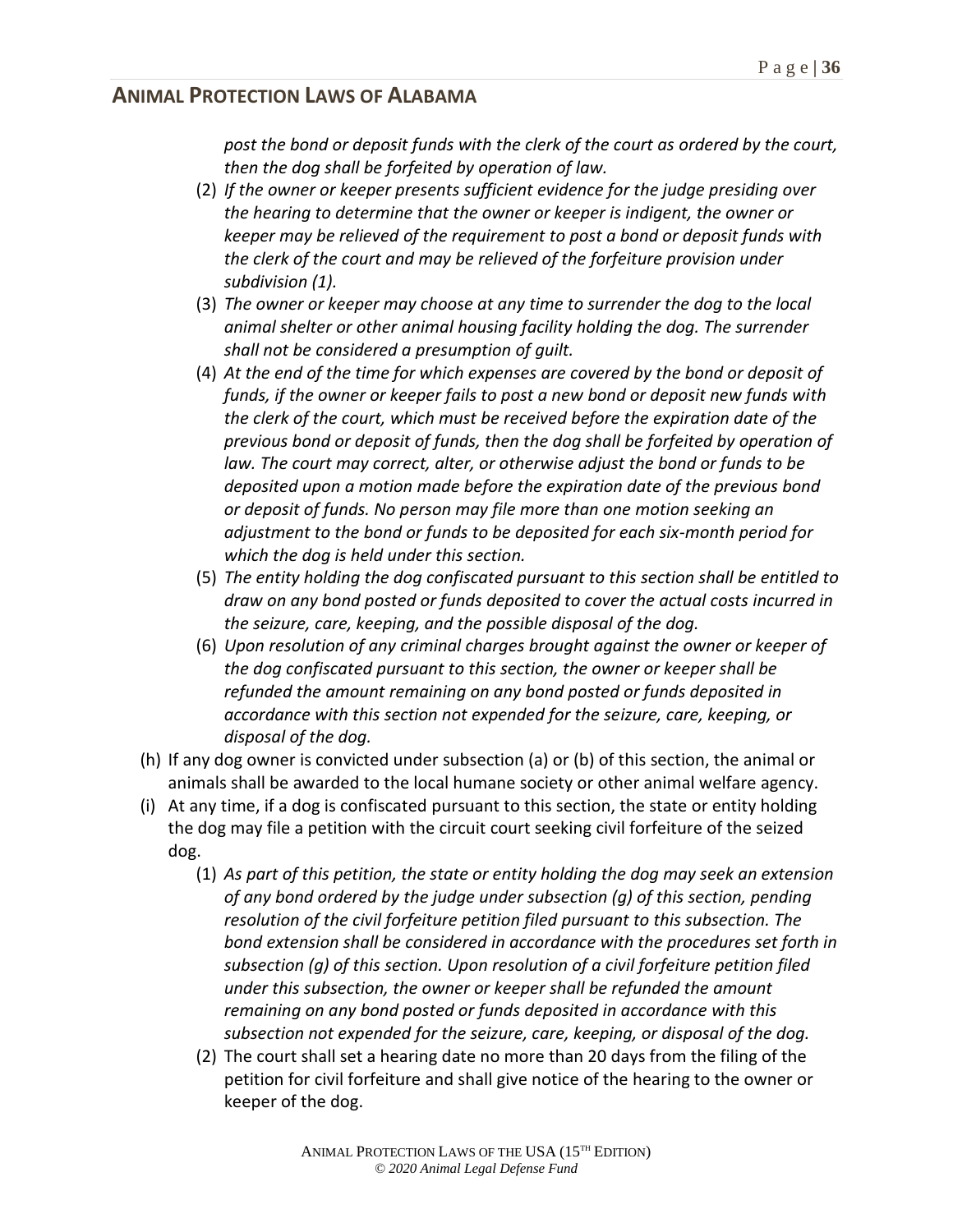*post the bond or deposit funds with the clerk of the court as ordered by the court, then the dog shall be forfeited by operation of law.*

(2) *If the owner or keeper presents sufficient evidence for the judge presiding over the hearing to determine that the owner or keeper is indigent, the owner or keeper may be relieved of the requirement to post a bond or deposit funds with the clerk of the court and may be relieved of the forfeiture provision under subdivision (1).*

(3) *The owner or keeper may choose at any time to surrender the dog to the local animal shelter or other animal housing facility holding the dog. The surrender shall not be considered a presumption of guilt.*

(4) *At the end of the time for which expenses are covered by the bond or deposit of funds, if the owner or keeper fails to post a new bond or deposit new funds with the clerk of the court, which must be received before the expiration date of the previous bond or deposit of funds, then the dog shall be forfeited by operation of law. The court may correct, alter, or otherwise adjust the bond or funds to be deposited upon a motion made before the expiration date of the previous bond or deposit of funds. No person may file more than one motion seeking an adjustment to the bond or funds to be deposited for each six-month period for which the dog is held under this section.*

(5) *The entity holding the dog confiscated pursuant to this section shall be entitled to draw on any bond posted or funds deposited to cover the actual costs incurred in the seizure, care, keeping, and the possible disposal of the dog.*

(6) *Upon resolution of any criminal charges brought against the owner or keeper of the dog confiscated pursuant to this section, the owner or keeper shall be refunded the amount remaining on any bond posted or funds deposited in accordance with this section not expended for the seizure, care, keeping, or disposal of the dog.*

(h) If any dog owner is convicted under subsection (a) or (b) of this section, the animal or animals shall be awarded to the local humane society or other animal welfare agency.

(i) At any time, if a dog is confiscated pursuant to this section, the state or entity holding the dog may file a petition with the circuit court seeking civil forfeiture of the seized dog.

(1) *As part of this petition, the state or entity holding the dog may seek an extension of any bond ordered by the judge under subsection (g) of this section, pending resolution of the civil forfeiture petition filed pursuant to this subsection. The bond extension shall be considered in accordance with the procedures set forth in subsection (g) of this section. Upon resolution of a civil forfeiture petition filed under this subsection, the owner or keeper shall be refunded the amount remaining on any bond posted or funds deposited in accordance with this subsection not expended for the seizure, care, keeping, or disposal of the dog.*

(2) The court shall set a hearing date no more than 20 days from the filing of the petition for civil forfeiture and shall give notice of the hearing to the owner or keeper of the dog.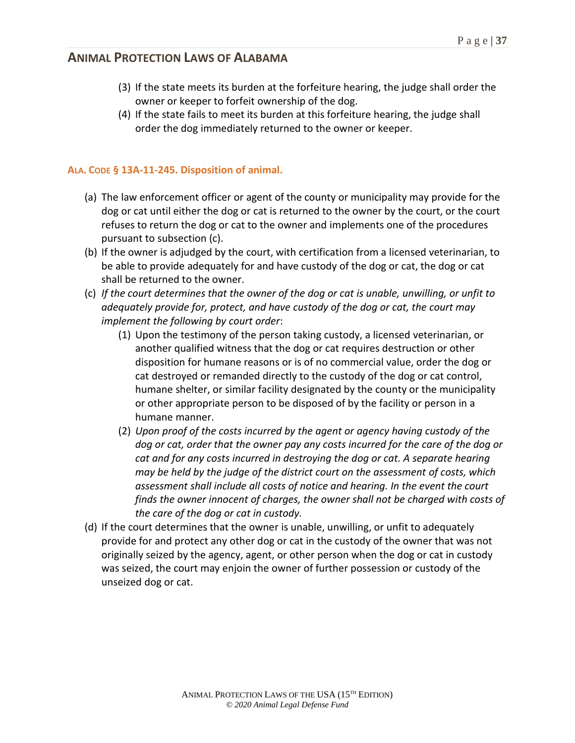(3) If the state meets its burden at the forfeiture hearing, the judge shall order the owner or keeper to forfeit ownership of the dog.

(4) If the state fails to meet its burden at this forfeiture hearing, the judge shall order the dog immediately returned to the owner or keeper.

#### **ALA. CODE § 13A-11-245. Disposition of animal.**

(a) The law enforcement officer or agent of the county or municipality may provide for the dog or cat until either the dog or cat is returned to the owner by the court, or the court refuses to return the dog or cat to the owner and implements one of the procedures pursuant to subsection (c).

(b) If the owner is adjudged by the court, with certification from a licensed veterinarian, to be able to provide adequately for and have custody of the dog or cat, the dog or cat shall be returned to the owner.

(c) *If the court determines that the owner of the dog or cat is unable, unwilling, or unfit to adequately provide for, protect, and have custody of the dog or cat, the court may implement the following by court order*:

   (1) Upon the testimony of the person taking custody, a licensed veterinarian, or another qualified witness that the dog or cat requires destruction or other disposition for humane reasons or is of no commercial value, order the dog or cat destroyed or remanded directly to the custody of the dog or cat control, humane shelter, or similar facility designated by the county or the municipality or other appropriate person to be disposed of by the facility or person in a humane manner.

   (2) *Upon proof of the costs incurred by the agent or agency having custody of the dog or cat, order that the owner pay any costs incurred for the care of the dog or cat and for any costs incurred in destroying the dog or cat. A separate hearing may be held by the judge of the district court on the assessment of costs, which assessment shall include all costs of notice and hearing. In the event the court finds the owner innocent of charges, the owner shall not be charged with costs of the care of the dog or cat in custody.*

(d) If the court determines that the owner is unable, unwilling, or unfit to adequately provide for and protect any other dog or cat in the custody of the owner that was not originally seized by the agency, agent, or other person when the dog or cat in custody was seized, the court may enjoin the owner of further possession or custody of the unseized dog or cat.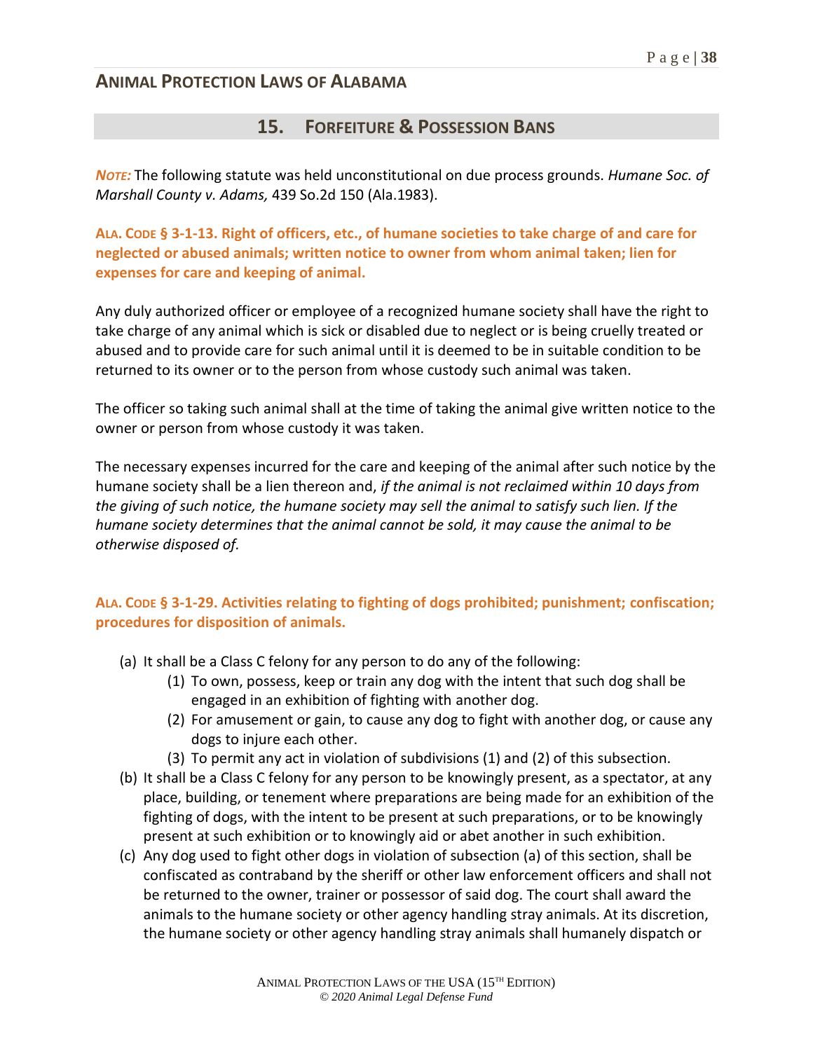## 15. FORFEITURE & POSSESSION BANS

***NOTE:*** The following statute was held unconstitutional on due process grounds. *Humane Soc. of Marshall County v. Adams,* 439 So.2d 150 (Ala.1983).

**ALA. CODE § 3-1-13. Right of officers, etc., of humane societies to take charge of and care for neglected or abused animals; written notice to owner from whom animal taken; lien for expenses for care and keeping of animal.**

Any duly authorized officer or employee of a recognized humane society shall have the right to take charge of any animal which is sick or disabled due to neglect or is being cruelly treated or abused and to provide care for such animal until it is deemed to be in suitable condition to be returned to its owner or to the person from whose custody such animal was taken.

The officer so taking such animal shall at the time of taking the animal give written notice to the owner or person from whose custody it was taken.

The necessary expenses incurred for the care and keeping of the animal after such notice by the humane society shall be a lien thereon and, *if the animal is not reclaimed within 10 days from the giving of such notice, the humane society may sell the animal to satisfy such lien. If the humane society determines that the animal cannot be sold, it may cause the animal to be otherwise disposed of.*

**ALA. CODE § 3-1-29. Activities relating to fighting of dogs prohibited; punishment; confiscation; procedures for disposition of animals.**

(a) It shall be a Class C felony for any person to do any of the following:
    (1) To own, possess, keep or train any dog with the intent that such dog shall be engaged in an exhibition of fighting with another dog.
    (2) For amusement or gain, to cause any dog to fight with another dog, or cause any dogs to injure each other.
    (3) To permit any act in violation of subdivisions (1) and (2) of this subsection.

(b) It shall be a Class C felony for any person to be knowingly present, as a spectator, at any place, building, or tenement where preparations are being made for an exhibition of the fighting of dogs, with the intent to be present at such preparations, or to be knowingly present at such exhibition or to knowingly aid or abet another in such exhibition.

(c) Any dog used to fight other dogs in violation of subsection (a) of this section, shall be confiscated as contraband by the sheriff or other law enforcement officers and shall not be returned to the owner, trainer or possessor of said dog. The court shall award the animals to the humane society or other agency handling stray animals. At its discretion, the humane society or other agency handling stray animals shall humanely dispatch or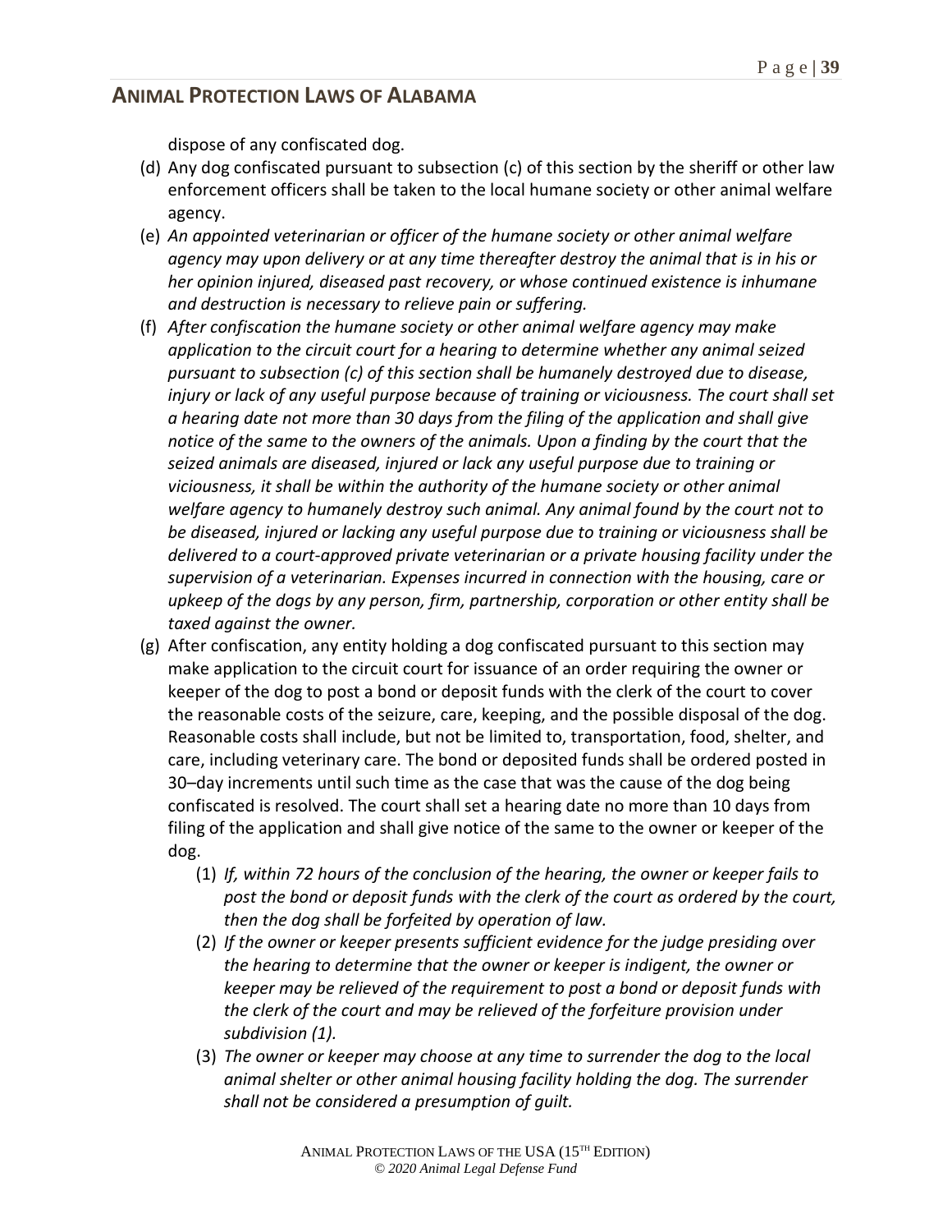dispose of any confiscated dog.

(d) Any dog confiscated pursuant to subsection (c) of this section by the sheriff or other law enforcement officers shall be taken to the local humane society or other animal welfare agency.

(e) *An appointed veterinarian or officer of the humane society or other animal welfare agency may upon delivery or at any time thereafter destroy the animal that is in his or her opinion injured, diseased past recovery, or whose continued existence is inhumane and destruction is necessary to relieve pain or suffering.*

(f) *After confiscation the humane society or other animal welfare agency may make application to the circuit court for a hearing to determine whether any animal seized pursuant to subsection (c) of this section shall be humanely destroyed due to disease, injury or lack of any useful purpose because of training or viciousness. The court shall set a hearing date not more than 30 days from the filing of the application and shall give notice of the same to the owners of the animals. Upon a finding by the court that the seized animals are diseased, injured or lack any useful purpose due to training or viciousness, it shall be within the authority of the humane society or other animal welfare agency to humanely destroy such animal. Any animal found by the court not to be diseased, injured or lacking any useful purpose due to training or viciousness shall be delivered to a court-approved private veterinarian or a private housing facility under the supervision of a veterinarian. Expenses incurred in connection with the housing, care or upkeep of the dogs by any person, firm, partnership, corporation or other entity shall be taxed against the owner.*

(g) After confiscation, any entity holding a dog confiscated pursuant to this section may make application to the circuit court for issuance of an order requiring the owner or keeper of the dog to post a bond or deposit funds with the clerk of the court to cover the reasonable costs of the seizure, care, keeping, and the possible disposal of the dog. Reasonable costs shall include, but not be limited to, transportation, food, shelter, and care, including veterinary care. The bond or deposited funds shall be ordered posted in 30–day increments until such time as the case that was the cause of the dog being confiscated is resolved. The court shall set a hearing date no more than 10 days from filing of the application and shall give notice of the same to the owner or keeper of the dog.

  (1) *If, within 72 hours of the conclusion of the hearing, the owner or keeper fails to post the bond or deposit funds with the clerk of the court as ordered by the court, then the dog shall be forfeited by operation of law.*

  (2) *If the owner or keeper presents sufficient evidence for the judge presiding over the hearing to determine that the owner or keeper is indigent, the owner or keeper may be relieved of the requirement to post a bond or deposit funds with the clerk of the court and may be relieved of the forfeiture provision under subdivision (1).*

  (3) *The owner or keeper may choose at any time to surrender the dog to the local animal shelter or other animal housing facility holding the dog. The surrender shall not be considered a presumption of guilt.*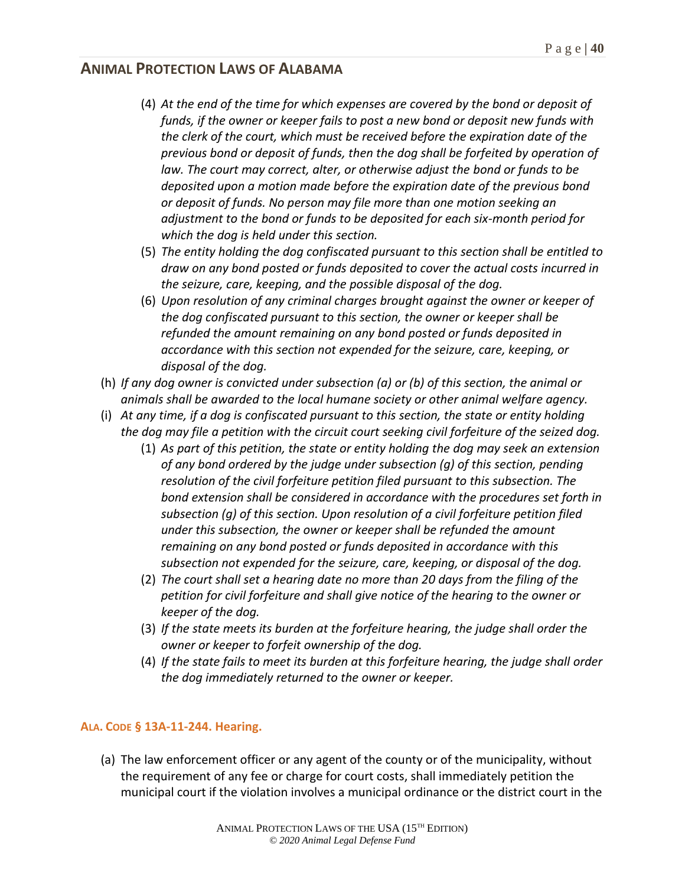(4) *At the end of the time for which expenses are covered by the bond or deposit of funds, if the owner or keeper fails to post a new bond or deposit new funds with the clerk of the court, which must be received before the expiration date of the previous bond or deposit of funds, then the dog shall be forfeited by operation of law. The court may correct, alter, or otherwise adjust the bond or funds to be deposited upon a motion made before the expiration date of the previous bond or deposit of funds. No person may file more than one motion seeking an adjustment to the bond or funds to be deposited for each six-month period for which the dog is held under this section.*

(5) *The entity holding the dog confiscated pursuant to this section shall be entitled to draw on any bond posted or funds deposited to cover the actual costs incurred in the seizure, care, keeping, and the possible disposal of the dog.*

(6) *Upon resolution of any criminal charges brought against the owner or keeper of the dog confiscated pursuant to this section, the owner or keeper shall be refunded the amount remaining on any bond posted or funds deposited in accordance with this section not expended for the seizure, care, keeping, or disposal of the dog.*

(h) *If any dog owner is convicted under subsection (a) or (b) of this section, the animal or animals shall be awarded to the local humane society or other animal welfare agency.*

(i) *At any time, if a dog is confiscated pursuant to this section, the state or entity holding the dog may file a petition with the circuit court seeking civil forfeiture of the seized dog.*

(1) *As part of this petition, the state or entity holding the dog may seek an extension of any bond ordered by the judge under subsection (g) of this section, pending resolution of the civil forfeiture petition filed pursuant to this subsection. The bond extension shall be considered in accordance with the procedures set forth in subsection (g) of this section. Upon resolution of a civil forfeiture petition filed under this subsection, the owner or keeper shall be refunded the amount remaining on any bond posted or funds deposited in accordance with this subsection not expended for the seizure, care, keeping, or disposal of the dog.*

(2) *The court shall set a hearing date no more than 20 days from the filing of the petition for civil forfeiture and shall give notice of the hearing to the owner or keeper of the dog.*

(3) *If the state meets its burden at the forfeiture hearing, the judge shall order the owner or keeper to forfeit ownership of the dog.*

(4) *If the state fails to meet its burden at this forfeiture hearing, the judge shall order the dog immediately returned to the owner or keeper.*

### ALA. CODE § 13A-11-244. Hearing.

(a) The law enforcement officer or any agent of the county or of the municipality, without the requirement of any fee or charge for court costs, shall immediately petition the municipal court if the violation involves a municipal ordinance or the district court in the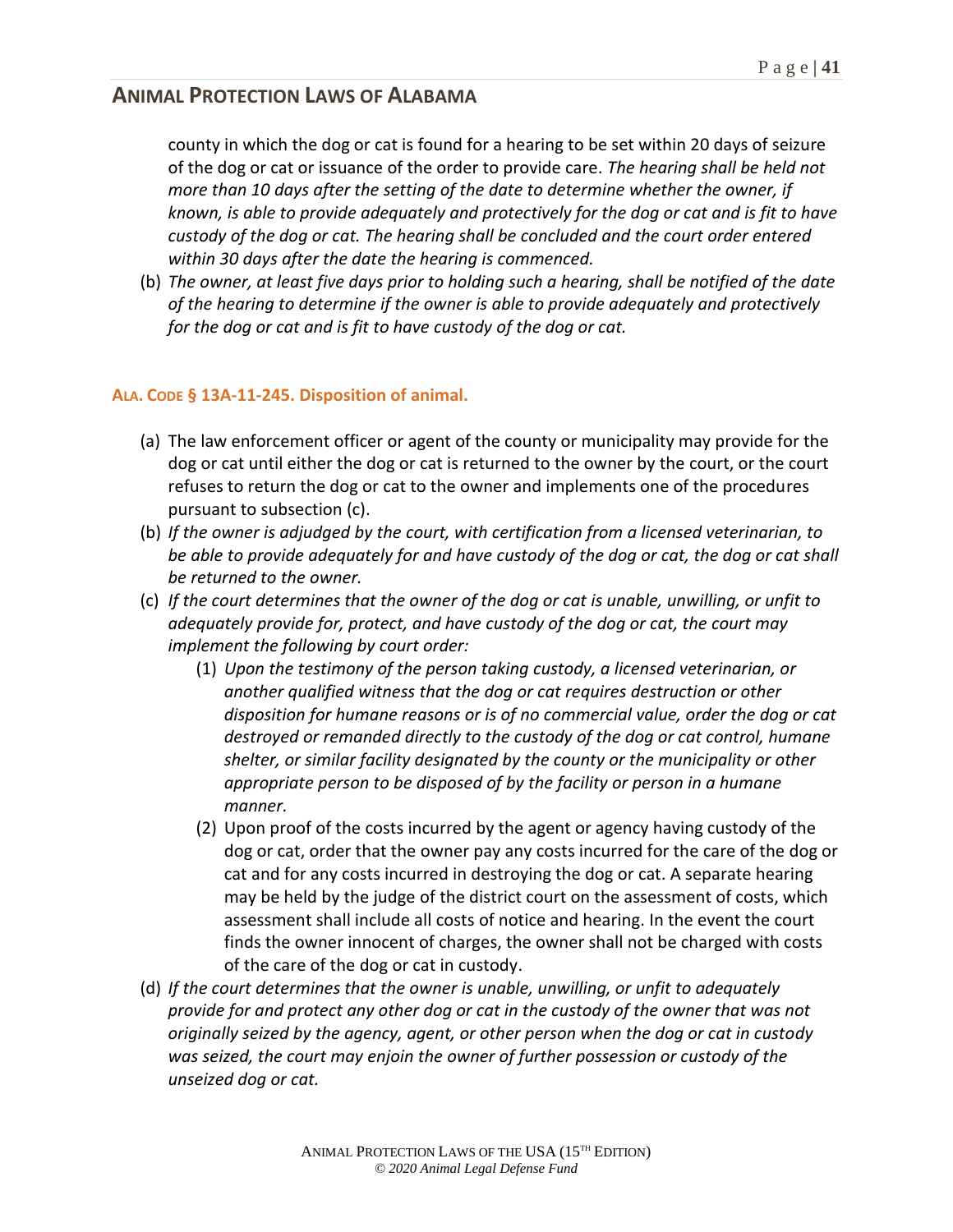county in which the dog or cat is found for a hearing to be set within 20 days of seizure of the dog or cat or issuance of the order to provide care. *The hearing shall be held not more than 10 days after the setting of the date to determine whether the owner, if known, is able to provide adequately and protectively for the dog or cat and is fit to have custody of the dog or cat. The hearing shall be concluded and the court order entered within 30 days after the date the hearing is commenced.*

(b) *The owner, at least five days prior to holding such a hearing, shall be notified of the date of the hearing to determine if the owner is able to provide adequately and protectively for the dog or cat and is fit to have custody of the dog or cat.*

### ALA. CODE § 13A-11-245. Disposition of animal.

(a) The law enforcement officer or agent of the county or municipality may provide for the dog or cat until either the dog or cat is returned to the owner by the court, or the court refuses to return the dog or cat to the owner and implements one of the procedures pursuant to subsection (c).

(b) *If the owner is adjudged by the court, with certification from a licensed veterinarian, to be able to provide adequately for and have custody of the dog or cat, the dog or cat shall be returned to the owner.*

(c) *If the court determines that the owner of the dog or cat is unable, unwilling, or unfit to adequately provide for, protect, and have custody of the dog or cat, the court may implement the following by court order:*

   (1) *Upon the testimony of the person taking custody, a licensed veterinarian, or another qualified witness that the dog or cat requires destruction or other disposition for humane reasons or is of no commercial value, order the dog or cat destroyed or remanded directly to the custody of the dog or cat control, humane shelter, or similar facility designated by the county or the municipality or other appropriate person to be disposed of by the facility or person in a humane manner.*

   (2) Upon proof of the costs incurred by the agent or agency having custody of the dog or cat, order that the owner pay any costs incurred for the care of the dog or cat and for any costs incurred in destroying the dog or cat. A separate hearing may be held by the judge of the district court on the assessment of costs, which assessment shall include all costs of notice and hearing. In the event the court finds the owner innocent of charges, the owner shall not be charged with costs of the care of the dog or cat in custody.

(d) *If the court determines that the owner is unable, unwilling, or unfit to adequately provide for and protect any other dog or cat in the custody of the owner that was not originally seized by the agency, agent, or other person when the dog or cat in custody was seized, the court may enjoin the owner of further possession or custody of the unseized dog or cat.*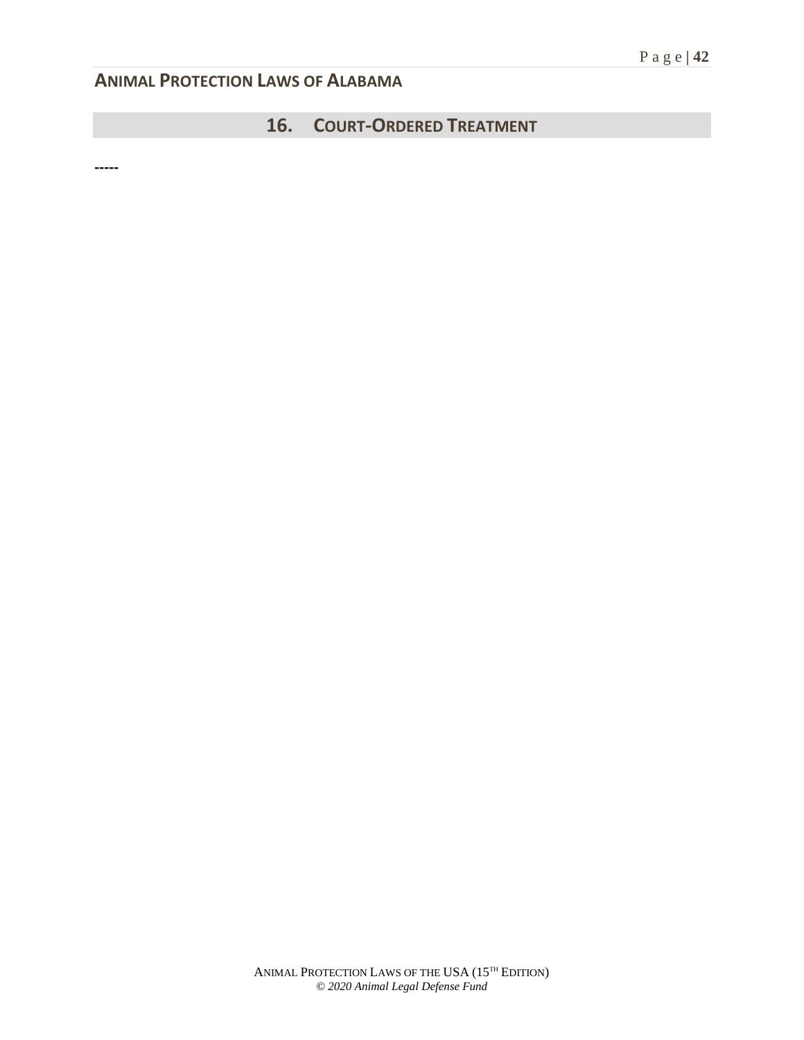## 16. COURT-ORDERED TREATMENT

**-----**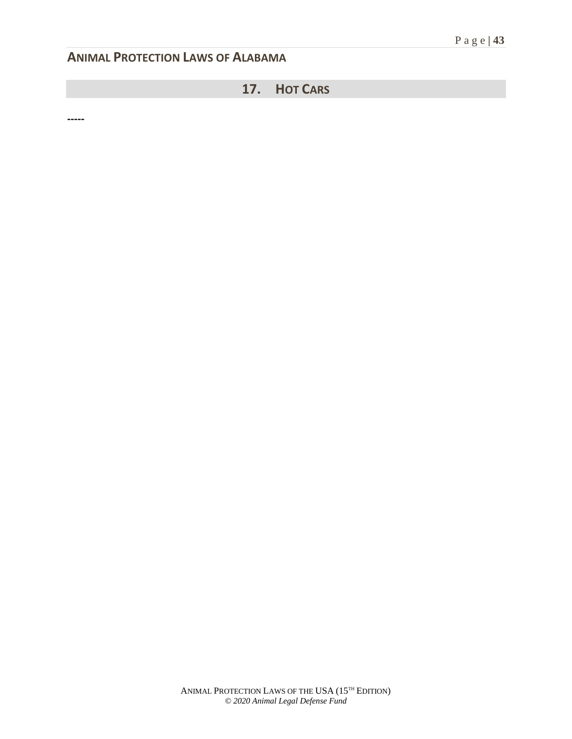## 17. HOT CARS

**-----**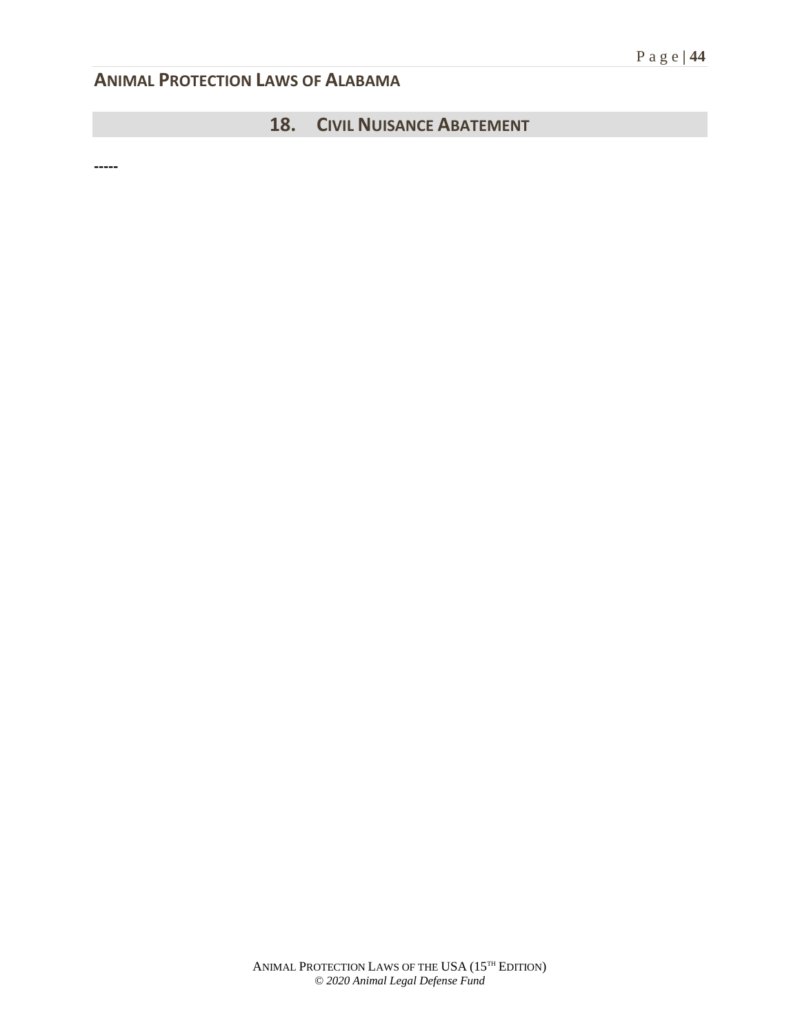## 18. CIVIL NUISANCE ABATEMENT

-----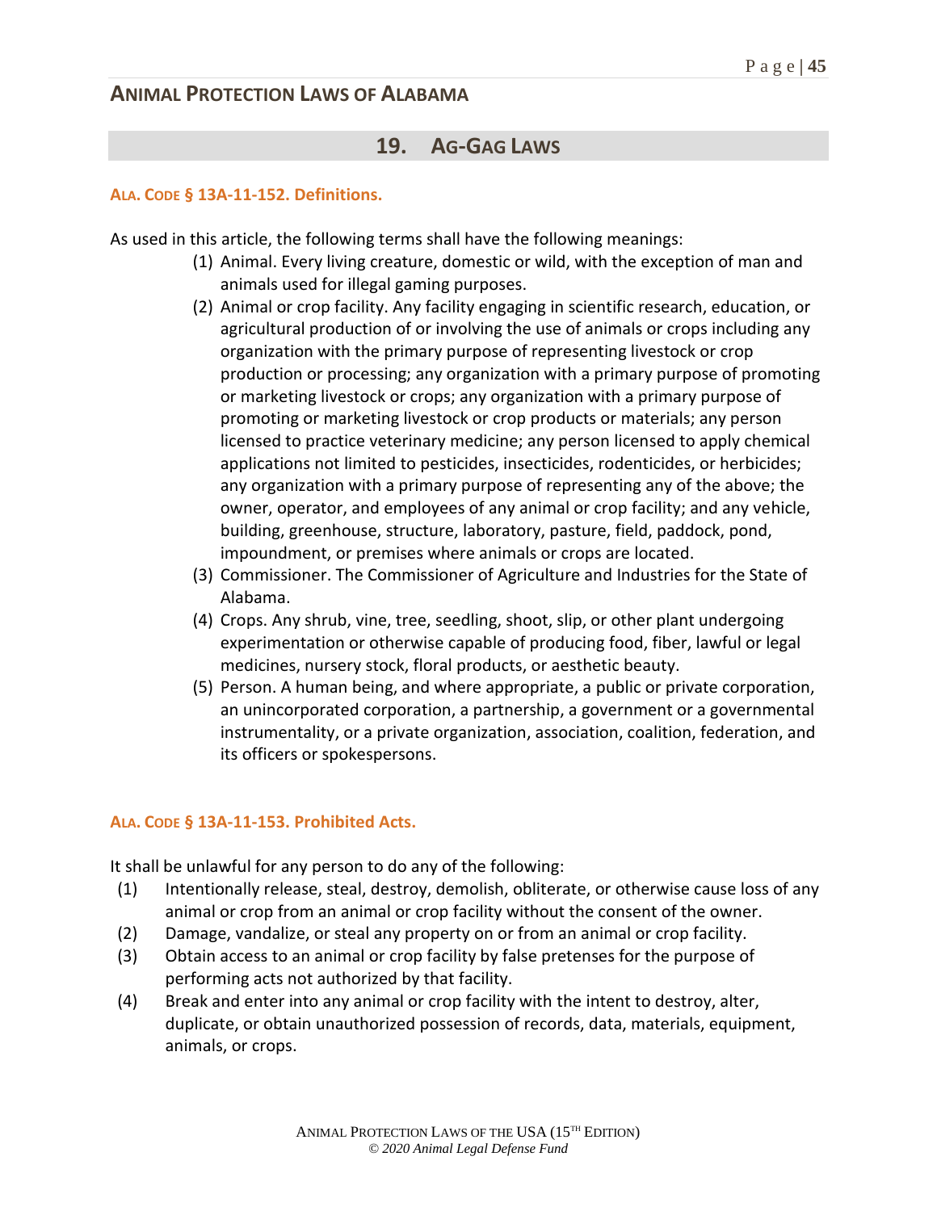## 19. AG-GAG LAWS

### ALA. CODE § 13A-11-152. Definitions.

As used in this article, the following terms shall have the following meanings:

(1) Animal. Every living creature, domestic or wild, with the exception of man and animals used for illegal gaming purposes.

(2) Animal or crop facility. Any facility engaging in scientific research, education, or agricultural production of or involving the use of animals or crops including any organization with the primary purpose of representing livestock or crop production or processing; any organization with a primary purpose of promoting or marketing livestock or crops; any organization with a primary purpose of promoting or marketing livestock or crop products or materials; any person licensed to practice veterinary medicine; any person licensed to apply chemical applications not limited to pesticides, insecticides, rodenticides, or herbicides; any organization with a primary purpose of representing any of the above; the owner, operator, and employees of any animal or crop facility; and any vehicle, building, greenhouse, structure, laboratory, pasture, field, paddock, pond, impoundment, or premises where animals or crops are located.

(3) Commissioner. The Commissioner of Agriculture and Industries for the State of Alabama.

(4) Crops. Any shrub, vine, tree, seedling, shoot, slip, or other plant undergoing experimentation or otherwise capable of producing food, fiber, lawful or legal medicines, nursery stock, floral products, or aesthetic beauty.

(5) Person. A human being, and where appropriate, a public or private corporation, an unincorporated corporation, a partnership, a government or a governmental instrumentality, or a private organization, association, coalition, federation, and its officers or spokespersons.

### ALA. CODE § 13A-11-153. Prohibited Acts.

It shall be unlawful for any person to do any of the following:

(1) Intentionally release, steal, destroy, demolish, obliterate, or otherwise cause loss of any animal or crop from an animal or crop facility without the consent of the owner.

(2) Damage, vandalize, or steal any property on or from an animal or crop facility.

(3) Obtain access to an animal or crop facility by false pretenses for the purpose of performing acts not authorized by that facility.

(4) Break and enter into any animal or crop facility with the intent to destroy, alter, duplicate, or obtain unauthorized possession of records, data, materials, equipment, animals, or crops.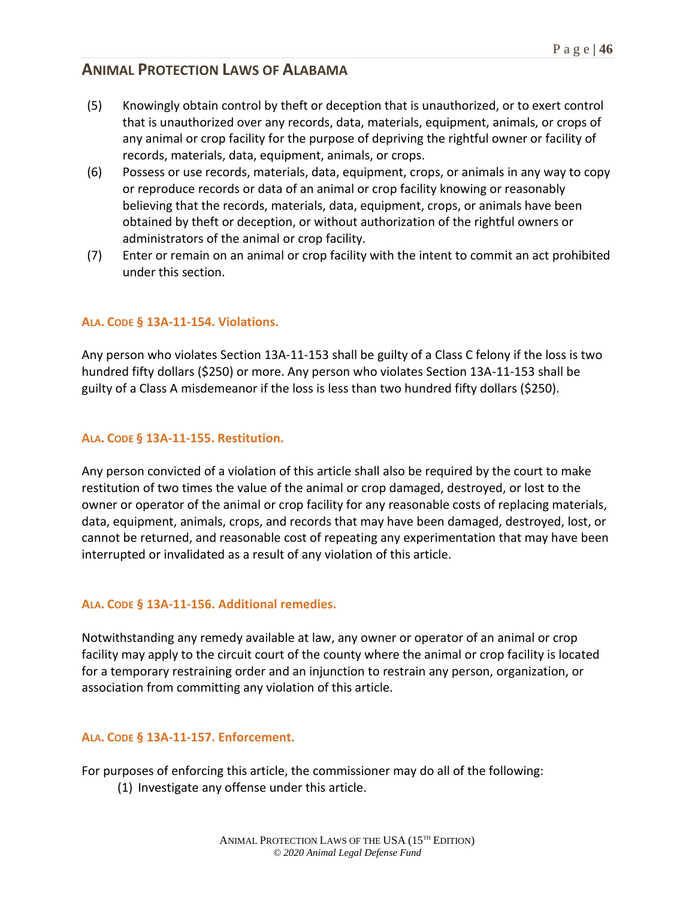(5) Knowingly obtain control by theft or deception that is unauthorized, or to exert control that is unauthorized over any records, data, materials, equipment, animals, or crops of any animal or crop facility for the purpose of depriving the rightful owner or facility of records, materials, data, equipment, animals, or crops.

(6) Possess or use records, materials, data, equipment, crops, or animals in any way to copy or reproduce records or data of an animal or crop facility knowing or reasonably believing that the records, materials, data, equipment, crops, or animals have been obtained by theft or deception, or without authorization of the rightful owners or administrators of the animal or crop facility.

(7) Enter or remain on an animal or crop facility with the intent to commit an act prohibited under this section.

### ALA. CODE § 13A-11-154. Violations.

Any person who violates Section 13A-11-153 shall be guilty of a Class C felony if the loss is two hundred fifty dollars ($250) or more. Any person who violates Section 13A-11-153 shall be guilty of a Class A misdemeanor if the loss is less than two hundred fifty dollars ($250).

### ALA. CODE § 13A-11-155. Restitution.

Any person convicted of a violation of this article shall also be required by the court to make restitution of two times the value of the animal or crop damaged, destroyed, or lost to the owner or operator of the animal or crop facility for any reasonable costs of replacing materials, data, equipment, animals, crops, and records that may have been damaged, destroyed, lost, or cannot be returned, and reasonable cost of repeating any experimentation that may have been interrupted or invalidated as a result of any violation of this article.

### ALA. CODE § 13A-11-156. Additional remedies.

Notwithstanding any remedy available at law, any owner or operator of an animal or crop facility may apply to the circuit court of the county where the animal or crop facility is located for a temporary restraining order and an injunction to restrain any person, organization, or association from committing any violation of this article.

### ALA. CODE § 13A-11-157. Enforcement.

For purposes of enforcing this article, the commissioner may do all of the following:

(1) Investigate any offense under this article.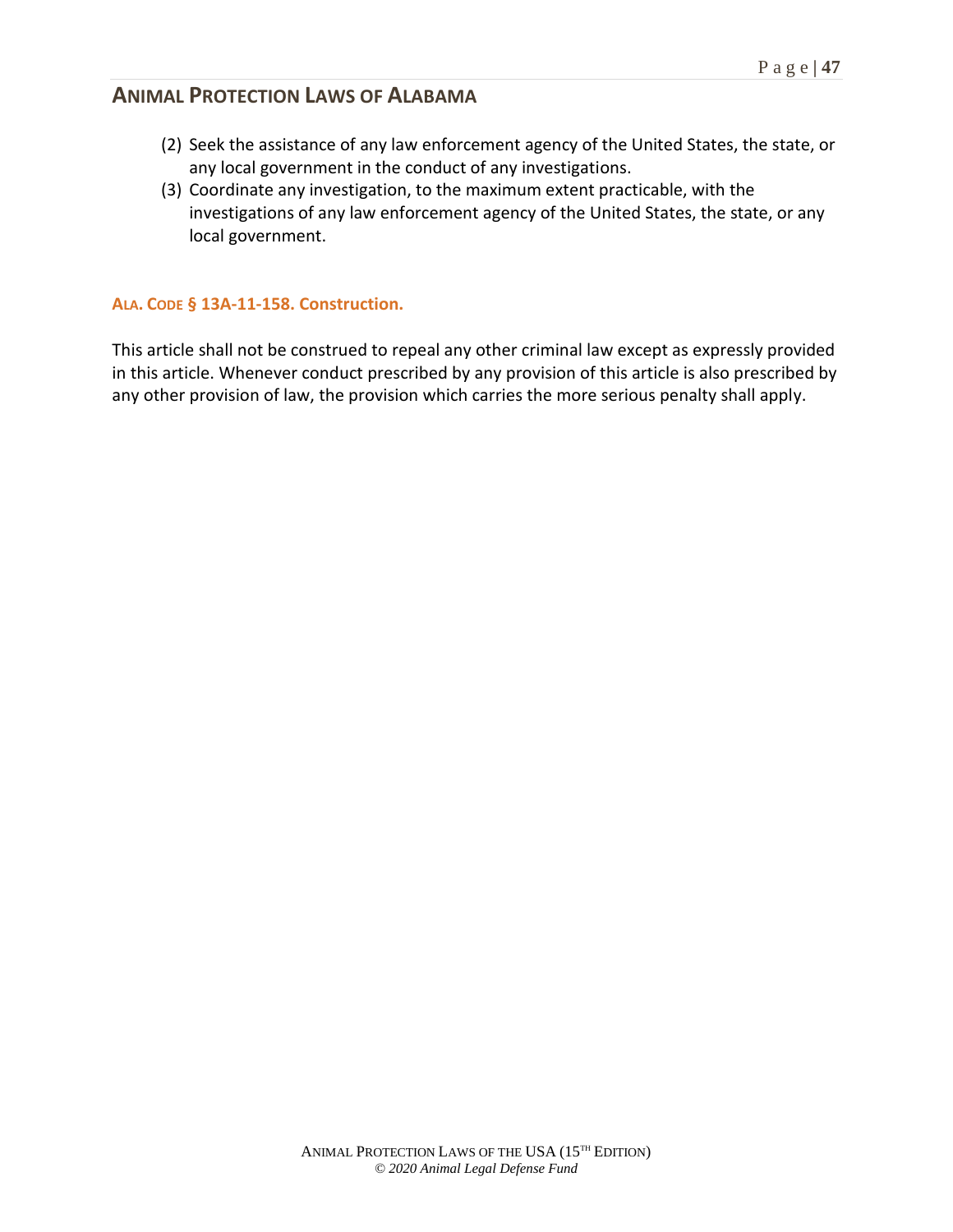(2) Seek the assistance of any law enforcement agency of the United States, the state, or any local government in the conduct of any investigations.
(3) Coordinate any investigation, to the maximum extent practicable, with the investigations of any law enforcement agency of the United States, the state, or any local government.

### ALA. CODE § 13A-11-158. Construction.

This article shall not be construed to repeal any other criminal law except as expressly provided in this article. Whenever conduct prescribed by any provision of this article is also prescribed by any other provision of law, the provision which carries the more serious penalty shall apply.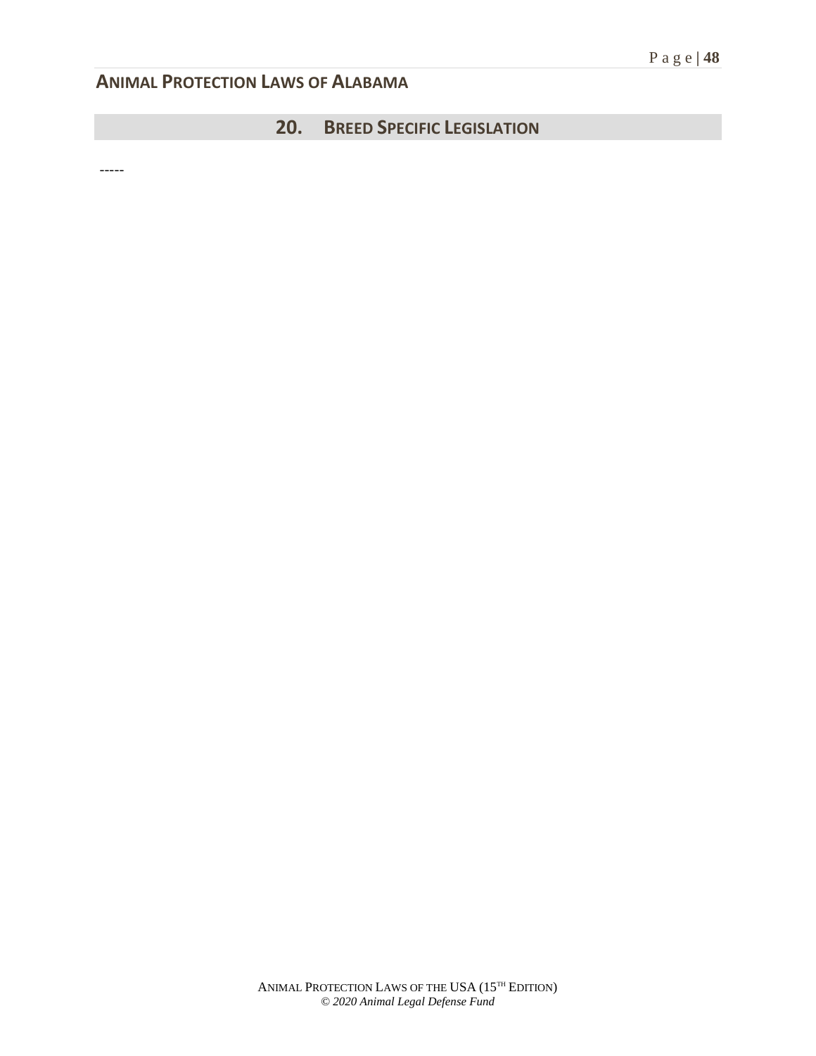# Animal Protection Laws of Alabama

## 20. Breed Specific Legislation

-----